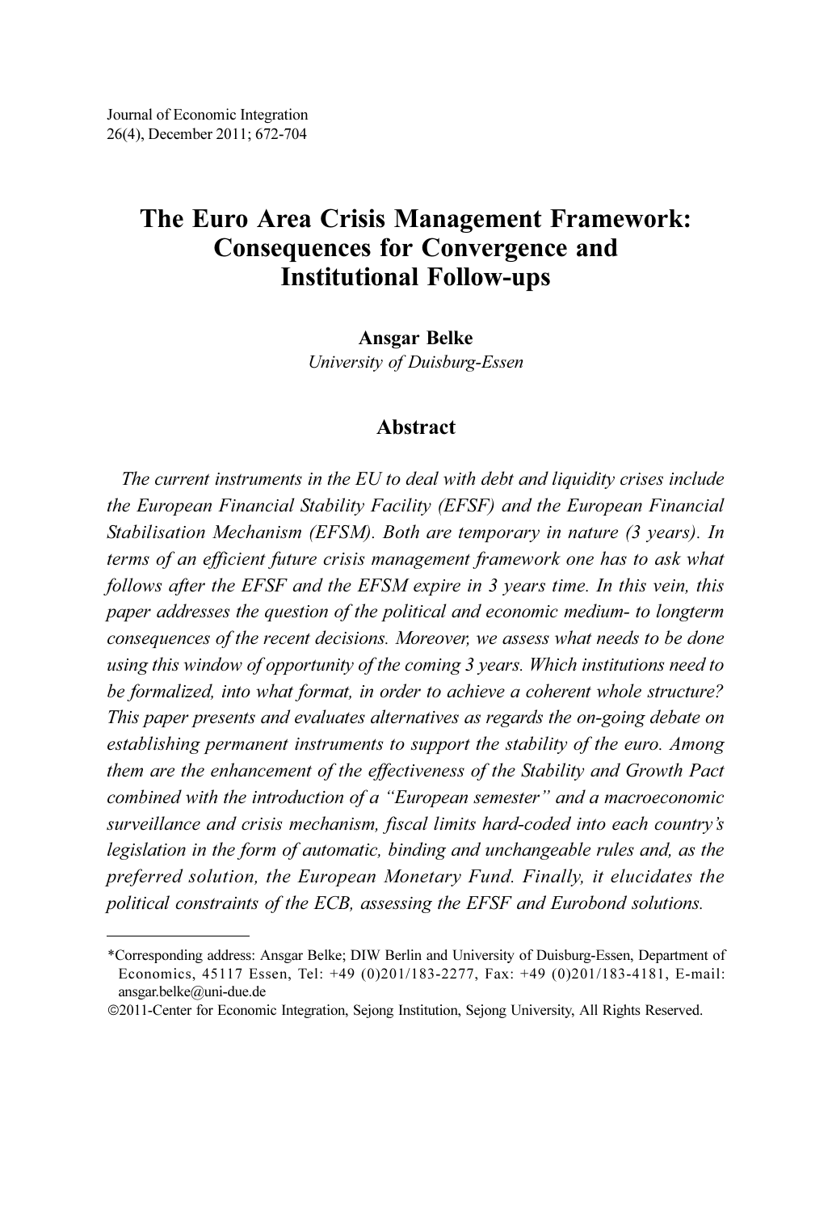Journal of Economic Integration
26(4), December 2011; 672-704

# The Euro Area Crisis Management Framework: Consequences for Convergence and Institutional Follow-ups

**Ansgar Belke**
*University of Duisburg-Essen*

## Abstract

*The current instruments in the EU to deal with debt and liquidity crises include the European Financial Stability Facility (EFSF) and the European Financial Stabilisation Mechanism (EFSM). Both are temporary in nature (3 years). In terms of an efficient future crisis management framework one has to ask what follows after the EFSF and the EFSM expire in 3 years time. In this vein, this paper addresses the question of the political and economic medium- to longterm consequences of the recent decisions. Moreover, we assess what needs to be done using this window of opportunity of the coming 3 years. Which institutions need to be formalized, into what format, in order to achieve a coherent whole structure? This paper presents and evaluates alternatives as regards the on-going debate on establishing permanent instruments to support the stability of the euro. Among them are the enhancement of the effectiveness of the Stability and Growth Pact combined with the introduction of a "European semester" and a macroeconomic surveillance and crisis mechanism, fiscal limits hard-coded into each country's legislation in the form of automatic, binding and unchangeable rules and, as the preferred solution, the European Monetary Fund. Finally, it elucidates the political constraints of the ECB, assessing the EFSF and Eurobond solutions.*

---

*Corresponding address: Ansgar Belke; DIW Berlin and University of Duisburg-Essen, Department of Economics, 45117 Essen, Tel: +49 (0)201/183-2277, Fax: +49 (0)201/183-4181, E-mail: ansgar.belke@uni-due.de

©2011-Center for Economic Integration, Sejong Institution, Sejong University, All Rights Reserved.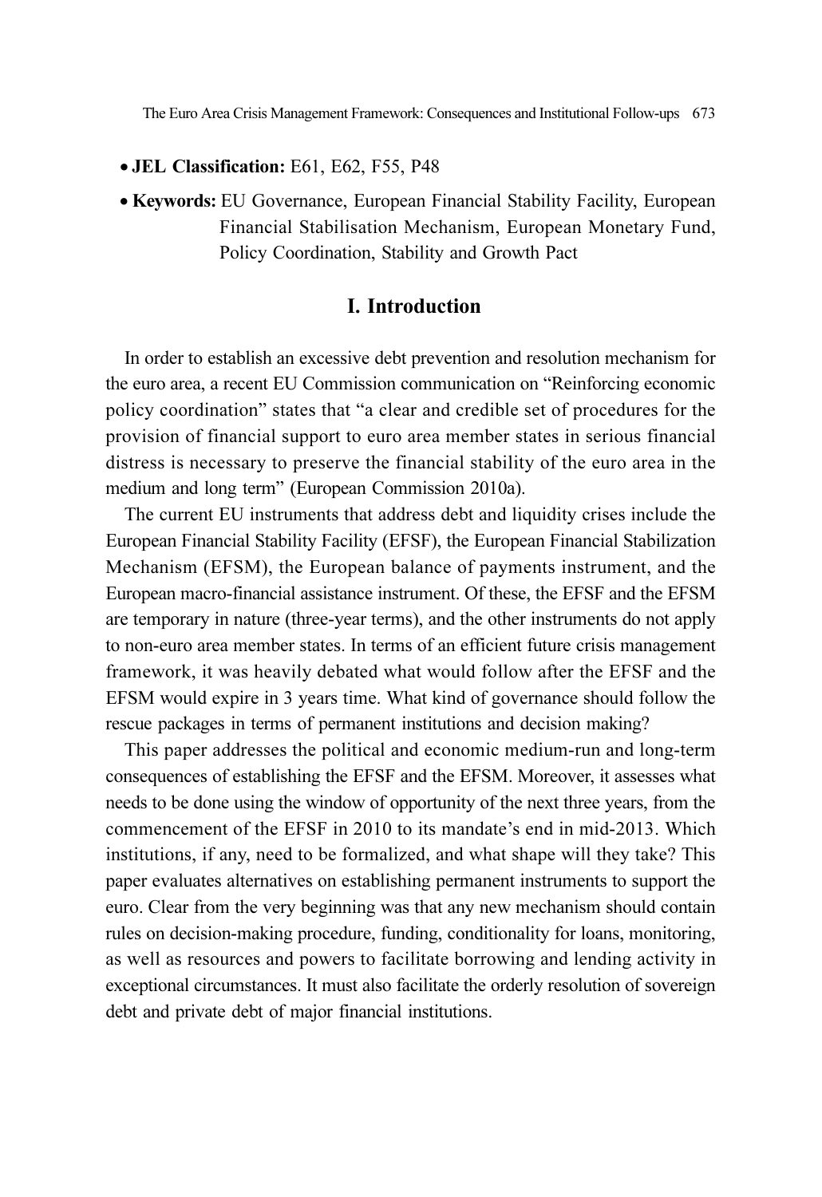- **JEL Classification:** E61, E62, F55, P48
- **Keywords:** EU Governance, European Financial Stability Facility, European Financial Stabilisation Mechanism, European Monetary Fund, Policy Coordination, Stability and Growth Pact

## I. Introduction

In order to establish an excessive debt prevention and resolution mechanism for the euro area, a recent EU Commission communication on "Reinforcing economic policy coordination" states that "a clear and credible set of procedures for the provision of financial support to euro area member states in serious financial distress is necessary to preserve the financial stability of the euro area in the medium and long term" (European Commission 2010a).

The current EU instruments that address debt and liquidity crises include the European Financial Stability Facility (EFSF), the European Financial Stabilization Mechanism (EFSM), the European balance of payments instrument, and the European macro-financial assistance instrument. Of these, the EFSF and the EFSM are temporary in nature (three-year terms), and the other instruments do not apply to non-euro area member states. In terms of an efficient future crisis management framework, it was heavily debated what would follow after the EFSF and the EFSM would expire in 3 years time. What kind of governance should follow the rescue packages in terms of permanent institutions and decision making?

This paper addresses the political and economic medium-run and long-term consequences of establishing the EFSF and the EFSM. Moreover, it assesses what needs to be done using the window of opportunity of the next three years, from the commencement of the EFSF in 2010 to its mandate's end in mid-2013. Which institutions, if any, need to be formalized, and what shape will they take? This paper evaluates alternatives on establishing permanent instruments to support the euro. Clear from the very beginning was that any new mechanism should contain rules on decision-making procedure, funding, conditionality for loans, monitoring, as well as resources and powers to facilitate borrowing and lending activity in exceptional circumstances. It must also facilitate the orderly resolution of sovereign debt and private debt of major financial institutions.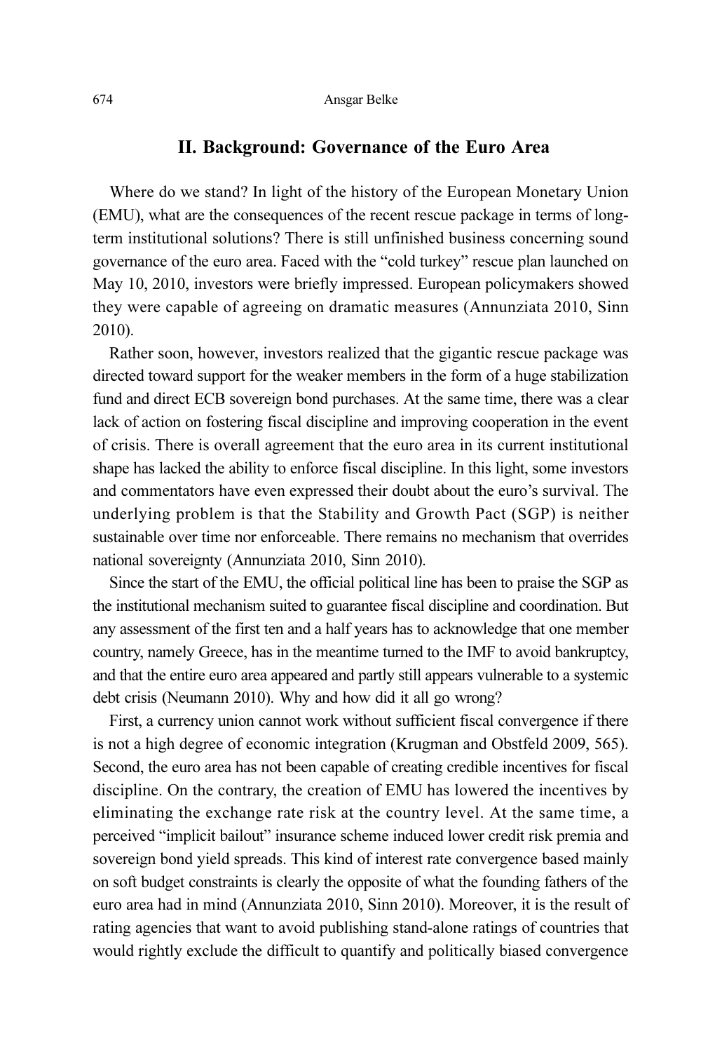## II. Background: Governance of the Euro Area

Where do we stand? In light of the history of the European Monetary Union (EMU), what are the consequences of the recent rescue package in terms of long-term institutional solutions? There is still unfinished business concerning sound governance of the euro area. Faced with the "cold turkey" rescue plan launched on May 10, 2010, investors were briefly impressed. European policymakers showed they were capable of agreeing on dramatic measures (Annunziata 2010, Sinn 2010).

Rather soon, however, investors realized that the gigantic rescue package was directed toward support for the weaker members in the form of a huge stabilization fund and direct ECB sovereign bond purchases. At the same time, there was a clear lack of action on fostering fiscal discipline and improving cooperation in the event of crisis. There is overall agreement that the euro area in its current institutional shape has lacked the ability to enforce fiscal discipline. In this light, some investors and commentators have even expressed their doubt about the euro's survival. The underlying problem is that the Stability and Growth Pact (SGP) is neither sustainable over time nor enforceable. There remains no mechanism that overrides national sovereignty (Annunziata 2010, Sinn 2010).

Since the start of the EMU, the official political line has been to praise the SGP as the institutional mechanism suited to guarantee fiscal discipline and coordination. But any assessment of the first ten and a half years has to acknowledge that one member country, namely Greece, has in the meantime turned to the IMF to avoid bankruptcy, and that the entire euro area appeared and partly still appears vulnerable to a systemic debt crisis (Neumann 2010). Why and how did it all go wrong?

First, a currency union cannot work without sufficient fiscal convergence if there is not a high degree of economic integration (Krugman and Obstfeld 2009, 565). Second, the euro area has not been capable of creating credible incentives for fiscal discipline. On the contrary, the creation of EMU has lowered the incentives by eliminating the exchange rate risk at the country level. At the same time, a perceived "implicit bailout" insurance scheme induced lower credit risk premia and sovereign bond yield spreads. This kind of interest rate convergence based mainly on soft budget constraints is clearly the opposite of what the founding fathers of the euro area had in mind (Annunziata 2010, Sinn 2010). Moreover, it is the result of rating agencies that want to avoid publishing stand-alone ratings of countries that would rightly exclude the difficult to quantify and politically biased convergence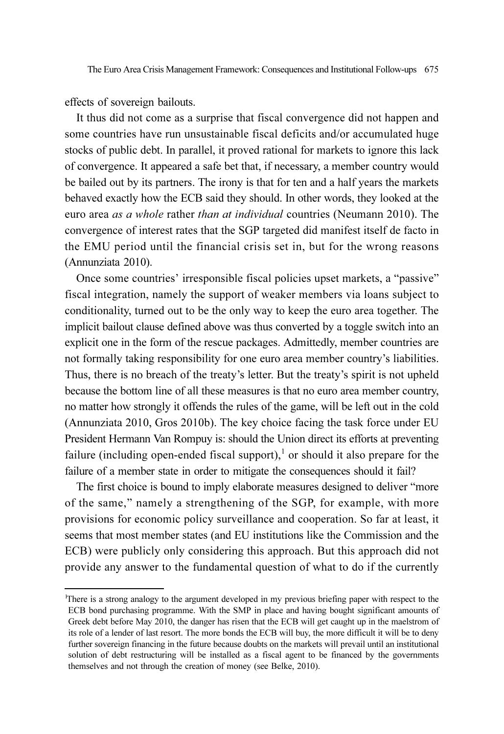effects of sovereign bailouts.

It thus did not come as a surprise that fiscal convergence did not happen and some countries have run unsustainable fiscal deficits and/or accumulated huge stocks of public debt. In parallel, it proved rational for markets to ignore this lack of convergence. It appeared a safe bet that, if necessary, a member country would be bailed out by its partners. The irony is that for ten and a half years the markets behaved exactly how the ECB said they should. In other words, they looked at the euro area *as a whole* rather *than at individual* countries (Neumann 2010). The convergence of interest rates that the SGP targeted did manifest itself de facto in the EMU period until the financial crisis set in, but for the wrong reasons (Annunziata 2010).

Once some countries' irresponsible fiscal policies upset markets, a "passive" fiscal integration, namely the support of weaker members via loans subject to conditionality, turned out to be the only way to keep the euro area together. The implicit bailout clause defined above was thus converted by a toggle switch into an explicit one in the form of the rescue packages. Admittedly, member countries are not formally taking responsibility for one euro area member country's liabilities. Thus, there is no breach of the treaty's letter. But the treaty's spirit is not upheld because the bottom line of all these measures is that no euro area member country, no matter how strongly it offends the rules of the game, will be left out in the cold (Annunziata 2010, Gros 2010b). The key choice facing the task force under EU President Hermann Van Rompuy is: should the Union direct its efforts at preventing failure (including open-ended fiscal support),[1] or should it also prepare for the failure of a member state in order to mitigate the consequences should it fail?

The first choice is bound to imply elaborate measures designed to deliver "more of the same," namely a strengthening of the SGP, for example, with more provisions for economic policy surveillance and cooperation. So far at least, it seems that most member states (and EU institutions like the Commission and the ECB) were publicly only considering this approach. But this approach did not provide any answer to the fundamental question of what to do if the currently

---

[1] There is a strong analogy to the argument developed in my previous briefing paper with respect to the ECB bond purchasing programme. With the SMP in place and having bought significant amounts of Greek debt before May 2010, the danger has risen that the ECB will get caught up in the maelstrom of its role of a lender of last resort. The more bonds the ECB will buy, the more difficult it will be to deny further sovereign financing in the future because doubts on the markets will prevail until an institutional solution of debt restructuring will be installed as a fiscal agent to be financed by the governments themselves and not through the creation of money (see Belke, 2010).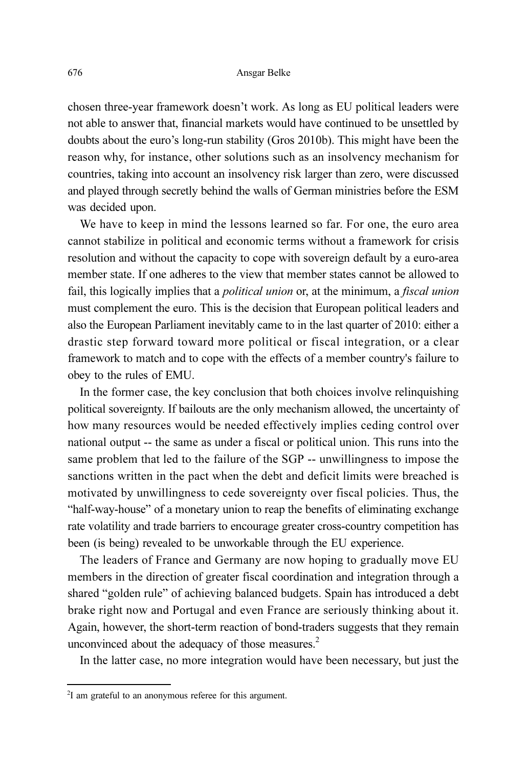chosen three-year framework doesn't work. As long as EU political leaders were not able to answer that, financial markets would have continued to be unsettled by doubts about the euro's long-run stability (Gros 2010b). This might have been the reason why, for instance, other solutions such as an insolvency mechanism for countries, taking into account an insolvency risk larger than zero, were discussed and played through secretly behind the walls of German ministries before the ESM was decided upon.

We have to keep in mind the lessons learned so far. For one, the euro area cannot stabilize in political and economic terms without a framework for crisis resolution and without the capacity to cope with sovereign default by a euro-area member state. If one adheres to the view that member states cannot be allowed to fail, this logically implies that a *political union* or, at the minimum, a *fiscal union* must complement the euro. This is the decision that European political leaders and also the European Parliament inevitably came to in the last quarter of 2010: either a drastic step forward toward more political or fiscal integration, or a clear framework to match and to cope with the effects of a member country's failure to obey to the rules of EMU.

In the former case, the key conclusion that both choices involve relinquishing political sovereignty. If bailouts are the only mechanism allowed, the uncertainty of how many resources would be needed effectively implies ceding control over national output -- the same as under a fiscal or political union. This runs into the same problem that led to the failure of the SGP -- unwillingness to impose the sanctions written in the pact when the debt and deficit limits were breached is motivated by unwillingness to cede sovereignty over fiscal policies. Thus, the "half-way-house" of a monetary union to reap the benefits of eliminating exchange rate volatility and trade barriers to encourage greater cross-country competition has been (is being) revealed to be unworkable through the EU experience.

The leaders of France and Germany are now hoping to gradually move EU members in the direction of greater fiscal coordination and integration through a shared "golden rule" of achieving balanced budgets. Spain has introduced a debt brake right now and Portugal and even France are seriously thinking about it. Again, however, the short-term reaction of bond-traders suggests that they remain unconvinced about the adequacy of those measures.[2]

In the latter case, no more integration would have been necessary, but just the

---

[2] I am grateful to an anonymous referee for this argument.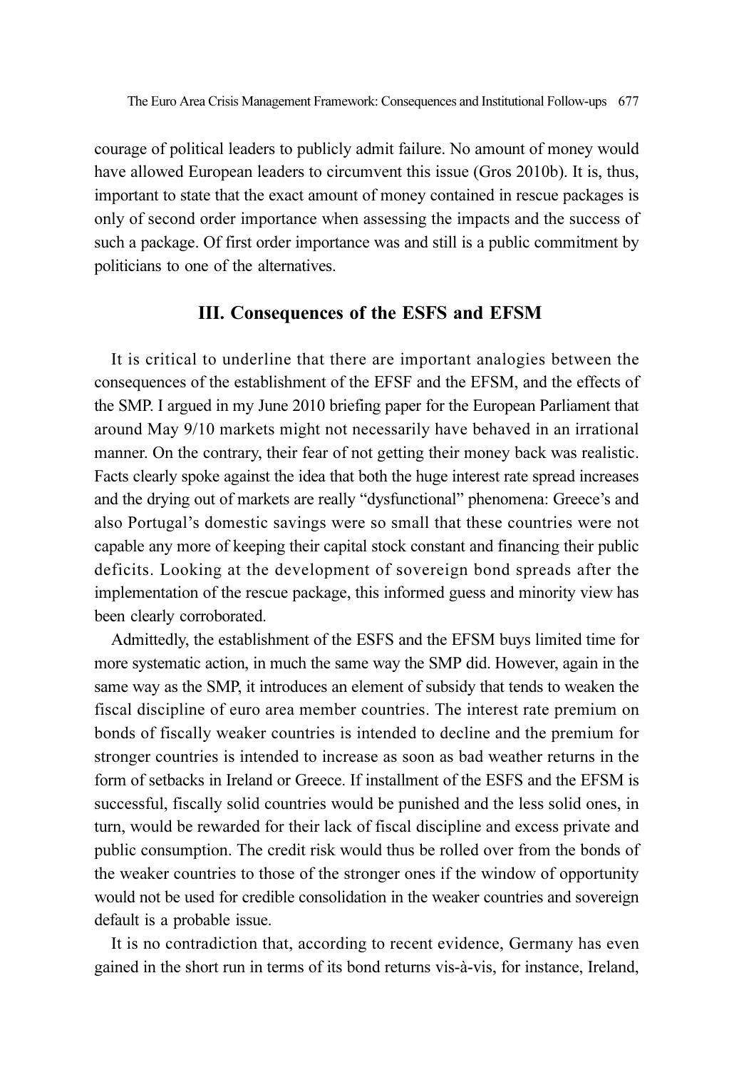courage of political leaders to publicly admit failure. No amount of money would have allowed European leaders to circumvent this issue (Gros 2010b). It is, thus, important to state that the exact amount of money contained in rescue packages is only of second order importance when assessing the impacts and the success of such a package. Of first order importance was and still is a public commitment by politicians to one of the alternatives.

## III. Consequences of the ESFS and EFSM

It is critical to underline that there are important analogies between the consequences of the establishment of the EFSF and the EFSM, and the effects of the SMP. I argued in my June 2010 briefing paper for the European Parliament that around May 9/10 markets might not necessarily have behaved in an irrational manner. On the contrary, their fear of not getting their money back was realistic. Facts clearly spoke against the idea that both the huge interest rate spread increases and the drying out of markets are really "dysfunctional" phenomena: Greece's and also Portugal's domestic savings were so small that these countries were not capable any more of keeping their capital stock constant and financing their public deficits. Looking at the development of sovereign bond spreads after the implementation of the rescue package, this informed guess and minority view has been clearly corroborated.

Admittedly, the establishment of the ESFS and the EFSM buys limited time for more systematic action, in much the same way the SMP did. However, again in the same way as the SMP, it introduces an element of subsidy that tends to weaken the fiscal discipline of euro area member countries. The interest rate premium on bonds of fiscally weaker countries is intended to decline and the premium for stronger countries is intended to increase as soon as bad weather returns in the form of setbacks in Ireland or Greece. If installment of the ESFS and the EFSM is successful, fiscally solid countries would be punished and the less solid ones, in turn, would be rewarded for their lack of fiscal discipline and excess private and public consumption. The credit risk would thus be rolled over from the bonds of the weaker countries to those of the stronger ones if the window of opportunity would not be used for credible consolidation in the weaker countries and sovereign default is a probable issue.

It is no contradiction that, according to recent evidence, Germany has even gained in the short run in terms of its bond returns vis-à-vis, for instance, Ireland,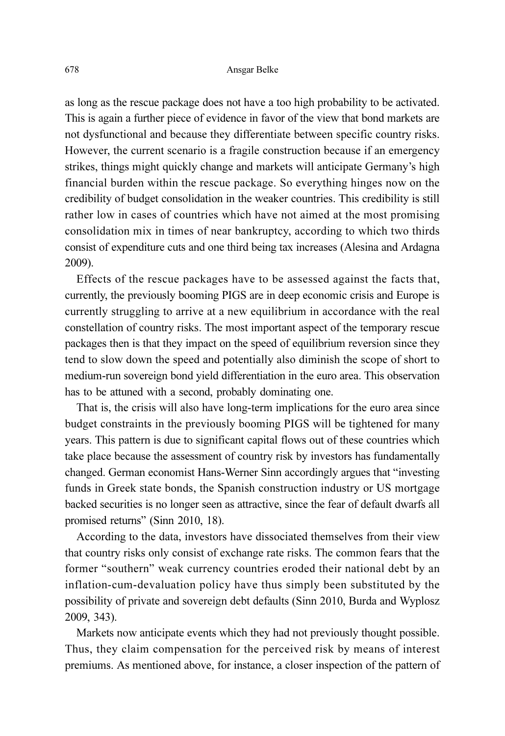as long as the rescue package does not have a too high probability to be activated. This is again a further piece of evidence in favor of the view that bond markets are not dysfunctional and because they differentiate between specific country risks. However, the current scenario is a fragile construction because if an emergency strikes, things might quickly change and markets will anticipate Germany's high financial burden within the rescue package. So everything hinges now on the credibility of budget consolidation in the weaker countries. This credibility is still rather low in cases of countries which have not aimed at the most promising consolidation mix in times of near bankruptcy, according to which two thirds consist of expenditure cuts and one third being tax increases (Alesina and Ardagna 2009).

Effects of the rescue packages have to be assessed against the facts that, currently, the previously booming PIGS are in deep economic crisis and Europe is currently struggling to arrive at a new equilibrium in accordance with the real constellation of country risks. The most important aspect of the temporary rescue packages then is that they impact on the speed of equilibrium reversion since they tend to slow down the speed and potentially also diminish the scope of short to medium-run sovereign bond yield differentiation in the euro area. This observation has to be attuned with a second, probably dominating one.

That is, the crisis will also have long-term implications for the euro area since budget constraints in the previously booming PIGS will be tightened for many years. This pattern is due to significant capital flows out of these countries which take place because the assessment of country risk by investors has fundamentally changed. German economist Hans-Werner Sinn accordingly argues that "investing funds in Greek state bonds, the Spanish construction industry or US mortgage backed securities is no longer seen as attractive, since the fear of default dwarfs all promised returns" (Sinn 2010, 18).

According to the data, investors have dissociated themselves from their view that country risks only consist of exchange rate risks. The common fears that the former "southern" weak currency countries eroded their national debt by an inflation-cum-devaluation policy have thus simply been substituted by the possibility of private and sovereign debt defaults (Sinn 2010, Burda and Wyplosz 2009, 343).

Markets now anticipate events which they had not previously thought possible. Thus, they claim compensation for the perceived risk by means of interest premiums. As mentioned above, for instance, a closer inspection of the pattern of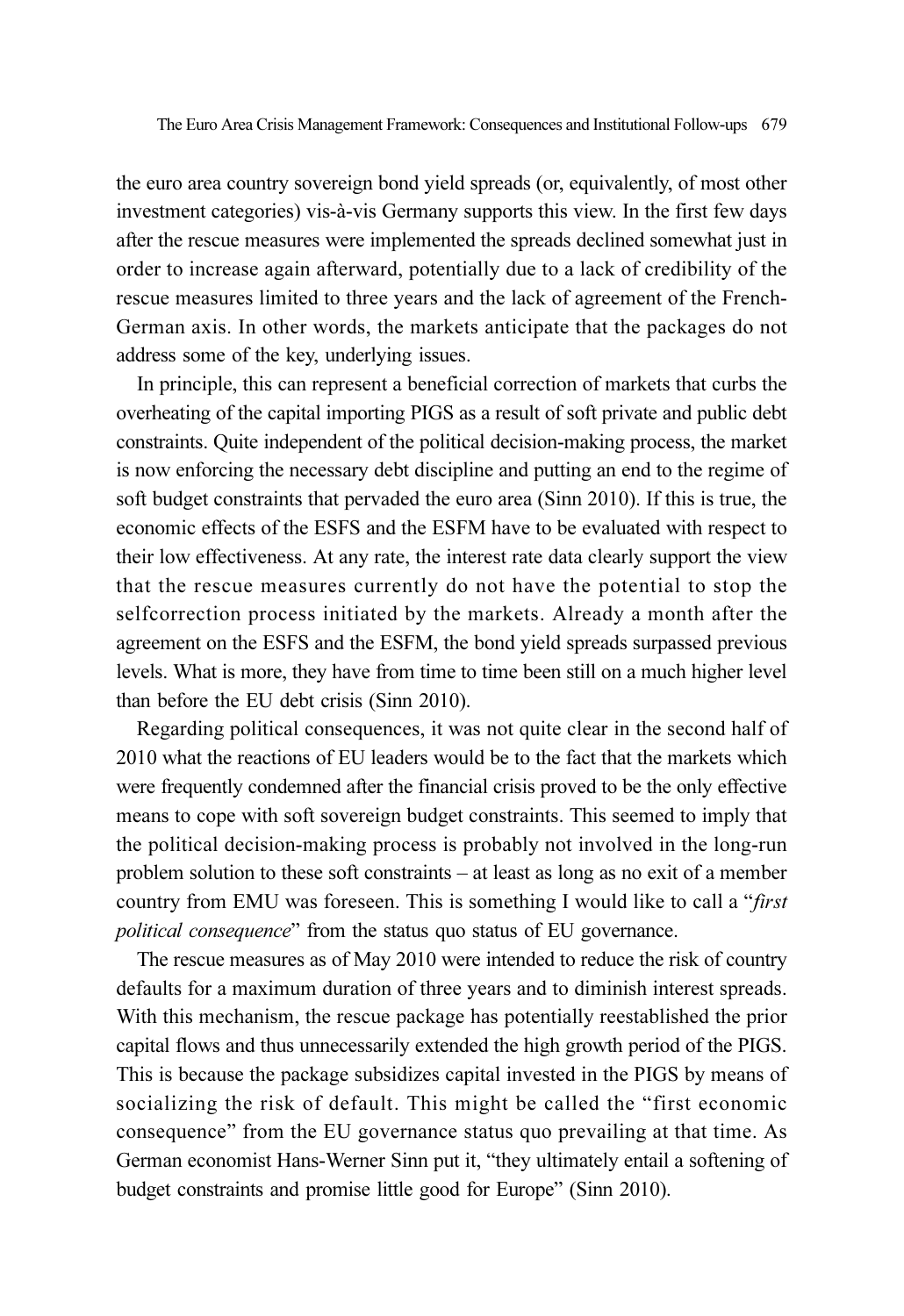the euro area country sovereign bond yield spreads (or, equivalently, of most other investment categories) vis-à-vis Germany supports this view. In the first few days after the rescue measures were implemented the spreads declined somewhat just in order to increase again afterward, potentially due to a lack of credibility of the rescue measures limited to three years and the lack of agreement of the French-German axis. In other words, the markets anticipate that the packages do not address some of the key, underlying issues.

In principle, this can represent a beneficial correction of markets that curbs the overheating of the capital importing PIGS as a result of soft private and public debt constraints. Quite independent of the political decision-making process, the market is now enforcing the necessary debt discipline and putting an end to the regime of soft budget constraints that pervaded the euro area (Sinn 2010). If this is true, the economic effects of the ESFS and the ESFM have to be evaluated with respect to their low effectiveness. At any rate, the interest rate data clearly support the view that the rescue measures currently do not have the potential to stop the selfcorrection process initiated by the markets. Already a month after the agreement on the ESFS and the ESFM, the bond yield spreads surpassed previous levels. What is more, they have from time to time been still on a much higher level than before the EU debt crisis (Sinn 2010).

Regarding political consequences, it was not quite clear in the second half of 2010 what the reactions of EU leaders would be to the fact that the markets which were frequently condemned after the financial crisis proved to be the only effective means to cope with soft sovereign budget constraints. This seemed to imply that the political decision-making process is probably not involved in the long-run problem solution to these soft constraints – at least as long as no exit of a member country from EMU was foreseen. This is something I would like to call a "*first political consequence*" from the status quo status of EU governance.

The rescue measures as of May 2010 were intended to reduce the risk of country defaults for a maximum duration of three years and to diminish interest spreads. With this mechanism, the rescue package has potentially reestablished the prior capital flows and thus unnecessarily extended the high growth period of the PIGS. This is because the package subsidizes capital invested in the PIGS by means of socializing the risk of default. This might be called the "first economic consequence" from the EU governance status quo prevailing at that time. As German economist Hans-Werner Sinn put it, "they ultimately entail a softening of budget constraints and promise little good for Europe" (Sinn 2010).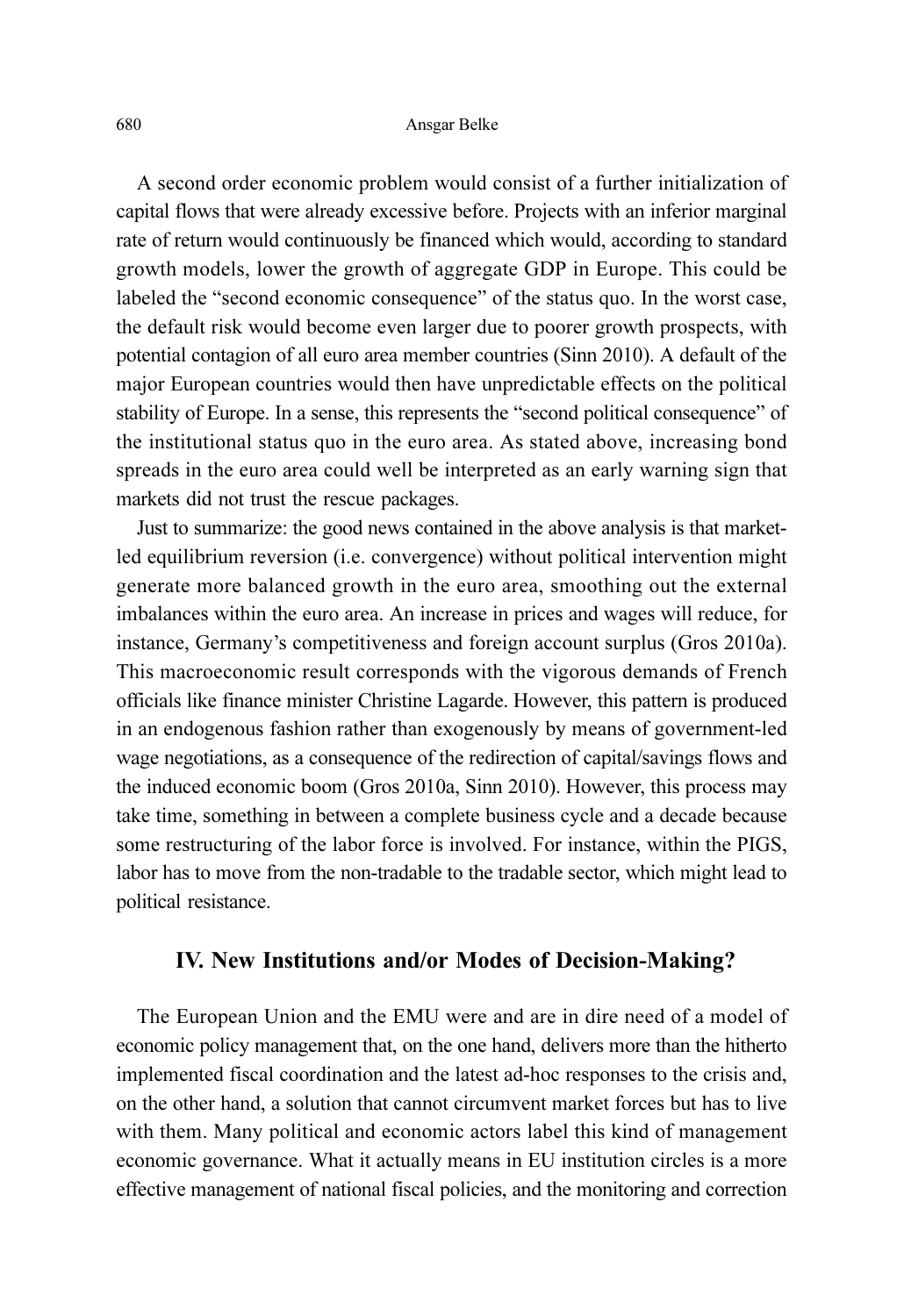A second order economic problem would consist of a further initialization of capital flows that were already excessive before. Projects with an inferior marginal rate of return would continuously be financed which would, according to standard growth models, lower the growth of aggregate GDP in Europe. This could be labeled the "second economic consequence" of the status quo. In the worst case, the default risk would become even larger due to poorer growth prospects, with potential contagion of all euro area member countries (Sinn 2010). A default of the major European countries would then have unpredictable effects on the political stability of Europe. In a sense, this represents the "second political consequence" of the institutional status quo in the euro area. As stated above, increasing bond spreads in the euro area could well be interpreted as an early warning sign that markets did not trust the rescue packages.

Just to summarize: the good news contained in the above analysis is that market-led equilibrium reversion (i.e. convergence) without political intervention might generate more balanced growth in the euro area, smoothing out the external imbalances within the euro area. An increase in prices and wages will reduce, for instance, Germany's competitiveness and foreign account surplus (Gros 2010a). This macroeconomic result corresponds with the vigorous demands of French officials like finance minister Christine Lagarde. However, this pattern is produced in an endogenous fashion rather than exogenously by means of government-led wage negotiations, as a consequence of the redirection of capital/savings flows and the induced economic boom (Gros 2010a, Sinn 2010). However, this process may take time, something in between a complete business cycle and a decade because some restructuring of the labor force is involved. For instance, within the PIGS, labor has to move from the non-tradable to the tradable sector, which might lead to political resistance.

## IV. New Institutions and/or Modes of Decision-Making?

The European Union and the EMU were and are in dire need of a model of economic policy management that, on the one hand, delivers more than the hitherto implemented fiscal coordination and the latest ad-hoc responses to the crisis and, on the other hand, a solution that cannot circumvent market forces but has to live with them. Many political and economic actors label this kind of management economic governance. What it actually means in EU institution circles is a more effective management of national fiscal policies, and the monitoring and correction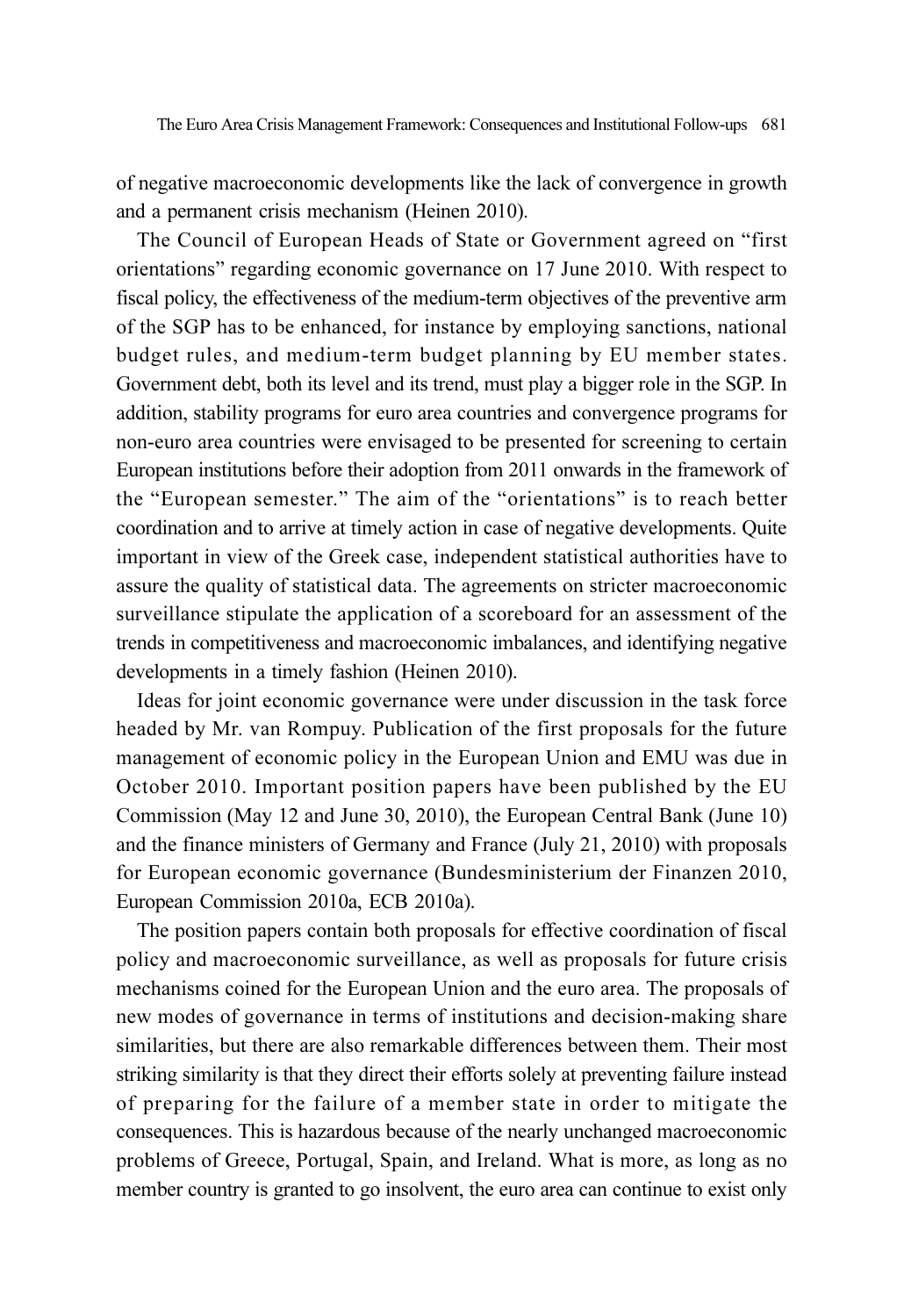of negative macroeconomic developments like the lack of convergence in growth and a permanent crisis mechanism (Heinen 2010).

The Council of European Heads of State or Government agreed on "first orientations" regarding economic governance on 17 June 2010. With respect to fiscal policy, the effectiveness of the medium-term objectives of the preventive arm of the SGP has to be enhanced, for instance by employing sanctions, national budget rules, and medium-term budget planning by EU member states. Government debt, both its level and its trend, must play a bigger role in the SGP. In addition, stability programs for euro area countries and convergence programs for non-euro area countries were envisaged to be presented for screening to certain European institutions before their adoption from 2011 onwards in the framework of the "European semester." The aim of the "orientations" is to reach better coordination and to arrive at timely action in case of negative developments. Quite important in view of the Greek case, independent statistical authorities have to assure the quality of statistical data. The agreements on stricter macroeconomic surveillance stipulate the application of a scoreboard for an assessment of the trends in competitiveness and macroeconomic imbalances, and identifying negative developments in a timely fashion (Heinen 2010).

Ideas for joint economic governance were under discussion in the task force headed by Mr. van Rompuy. Publication of the first proposals for the future management of economic policy in the European Union and EMU was due in October 2010. Important position papers have been published by the EU Commission (May 12 and June 30, 2010), the European Central Bank (June 10) and the finance ministers of Germany and France (July 21, 2010) with proposals for European economic governance (Bundesministerium der Finanzen 2010, European Commission 2010a, ECB 2010a).

The position papers contain both proposals for effective coordination of fiscal policy and macroeconomic surveillance, as well as proposals for future crisis mechanisms coined for the European Union and the euro area. The proposals of new modes of governance in terms of institutions and decision-making share similarities, but there are also remarkable differences between them. Their most striking similarity is that they direct their efforts solely at preventing failure instead of preparing for the failure of a member state in order to mitigate the consequences. This is hazardous because of the nearly unchanged macroeconomic problems of Greece, Portugal, Spain, and Ireland. What is more, as long as no member country is granted to go insolvent, the euro area can continue to exist only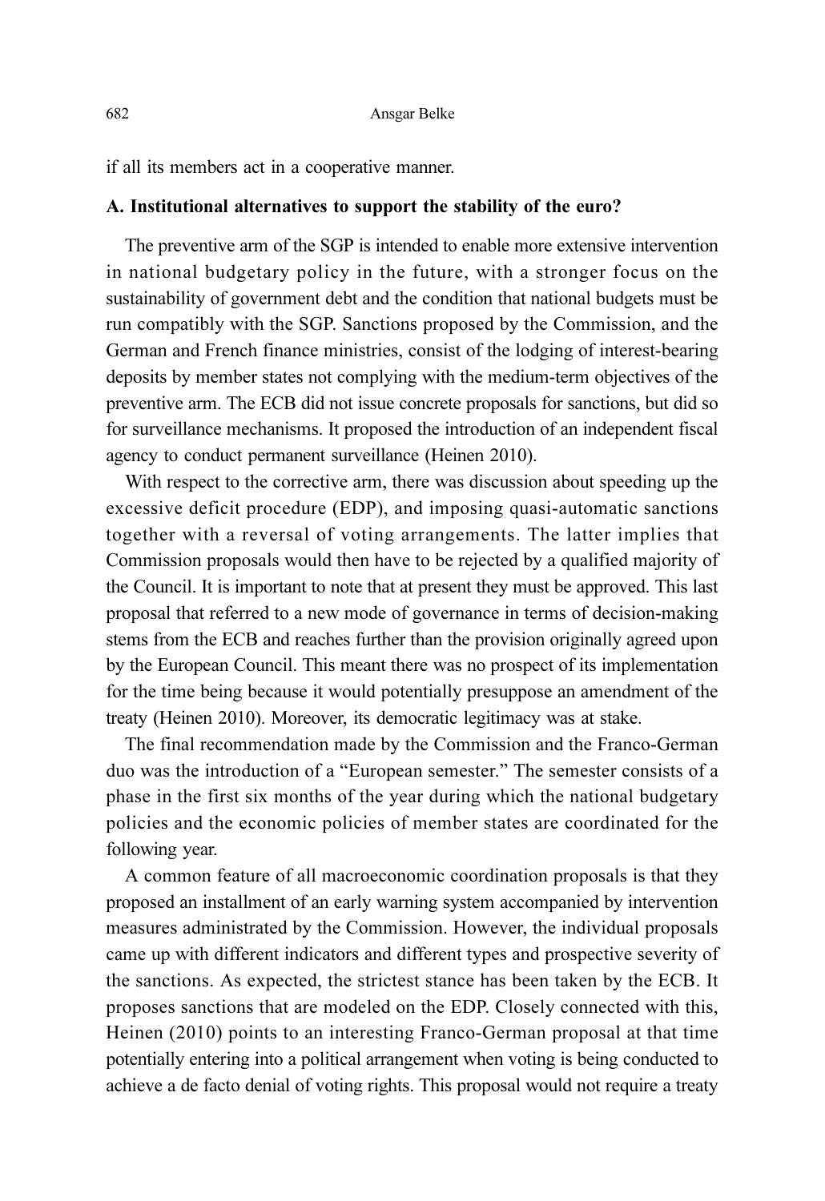if all its members act in a cooperative manner.

### A. Institutional alternatives to support the stability of the euro?

The preventive arm of the SGP is intended to enable more extensive intervention in national budgetary policy in the future, with a stronger focus on the sustainability of government debt and the condition that national budgets must be run compatibly with the SGP. Sanctions proposed by the Commission, and the German and French finance ministries, consist of the lodging of interest-bearing deposits by member states not complying with the medium-term objectives of the preventive arm. The ECB did not issue concrete proposals for sanctions, but did so for surveillance mechanisms. It proposed the introduction of an independent fiscal agency to conduct permanent surveillance (Heinen 2010).

With respect to the corrective arm, there was discussion about speeding up the excessive deficit procedure (EDP), and imposing quasi-automatic sanctions together with a reversal of voting arrangements. The latter implies that Commission proposals would then have to be rejected by a qualified majority of the Council. It is important to note that at present they must be approved. This last proposal that referred to a new mode of governance in terms of decision-making stems from the ECB and reaches further than the provision originally agreed upon by the European Council. This meant there was no prospect of its implementation for the time being because it would potentially presuppose an amendment of the treaty (Heinen 2010). Moreover, its democratic legitimacy was at stake.

The final recommendation made by the Commission and the Franco-German duo was the introduction of a "European semester." The semester consists of a phase in the first six months of the year during which the national budgetary policies and the economic policies of member states are coordinated for the following year.

A common feature of all macroeconomic coordination proposals is that they proposed an installment of an early warning system accompanied by intervention measures administrated by the Commission. However, the individual proposals came up with different indicators and different types and prospective severity of the sanctions. As expected, the strictest stance has been taken by the ECB. It proposes sanctions that are modeled on the EDP. Closely connected with this, Heinen (2010) points to an interesting Franco-German proposal at that time potentially entering into a political arrangement when voting is being conducted to achieve a de facto denial of voting rights. This proposal would not require a treaty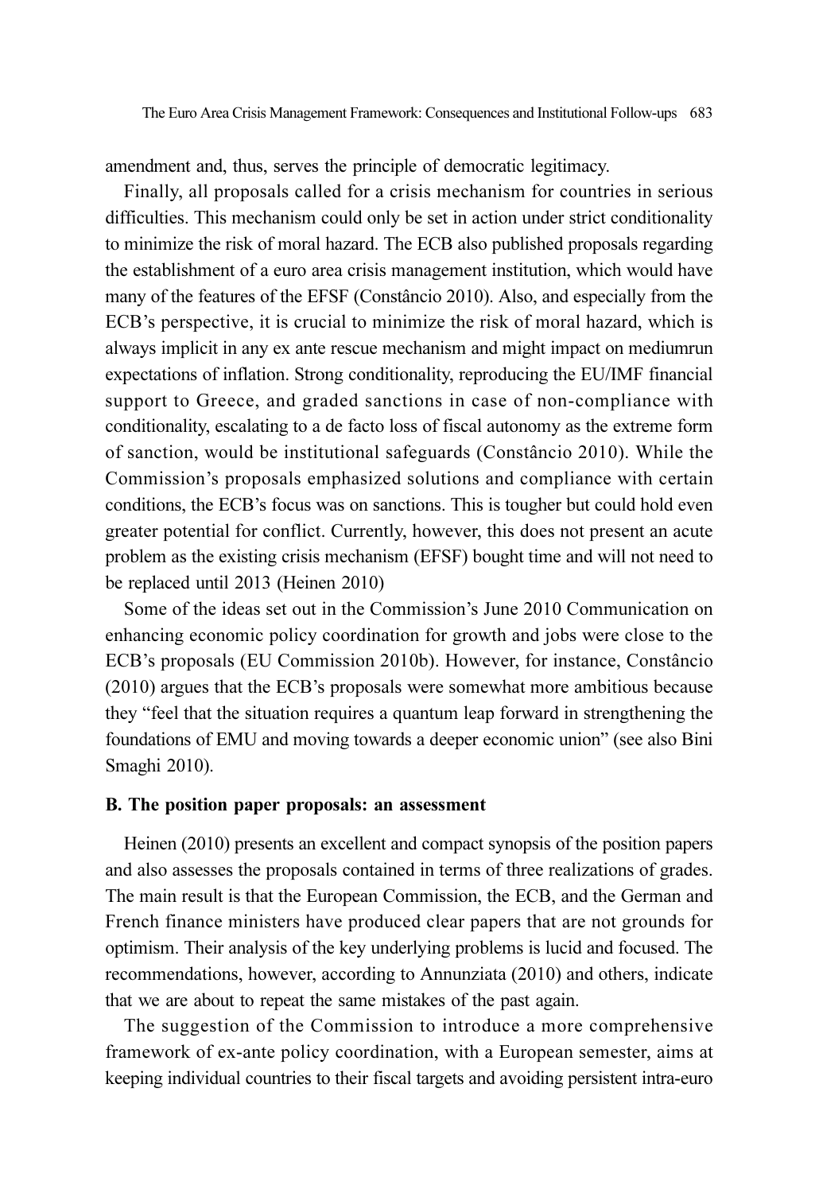amendment and, thus, serves the principle of democratic legitimacy.

Finally, all proposals called for a crisis mechanism for countries in serious difficulties. This mechanism could only be set in action under strict conditionality to minimize the risk of moral hazard. The ECB also published proposals regarding the establishment of a euro area crisis management institution, which would have many of the features of the EFSF (Constâncio 2010). Also, and especially from the ECB's perspective, it is crucial to minimize the risk of moral hazard, which is always implicit in any ex ante rescue mechanism and might impact on mediumrun expectations of inflation. Strong conditionality, reproducing the EU/IMF financial support to Greece, and graded sanctions in case of non-compliance with conditionality, escalating to a de facto loss of fiscal autonomy as the extreme form of sanction, would be institutional safeguards (Constâncio 2010). While the Commission's proposals emphasized solutions and compliance with certain conditions, the ECB's focus was on sanctions. This is tougher but could hold even greater potential for conflict. Currently, however, this does not present an acute problem as the existing crisis mechanism (EFSF) bought time and will not need to be replaced until 2013 (Heinen 2010)

Some of the ideas set out in the Commission's June 2010 Communication on enhancing economic policy coordination for growth and jobs were close to the ECB's proposals (EU Commission 2010b). However, for instance, Constâncio (2010) argues that the ECB's proposals were somewhat more ambitious because they "feel that the situation requires a quantum leap forward in strengthening the foundations of EMU and moving towards a deeper economic union" (see also Bini Smaghi 2010).

**B. The position paper proposals: an assessment**

Heinen (2010) presents an excellent and compact synopsis of the position papers and also assesses the proposals contained in terms of three realizations of grades. The main result is that the European Commission, the ECB, and the German and French finance ministers have produced clear papers that are not grounds for optimism. Their analysis of the key underlying problems is lucid and focused. The recommendations, however, according to Annunziata (2010) and others, indicate that we are about to repeat the same mistakes of the past again.

The suggestion of the Commission to introduce a more comprehensive framework of ex-ante policy coordination, with a European semester, aims at keeping individual countries to their fiscal targets and avoiding persistent intra-euro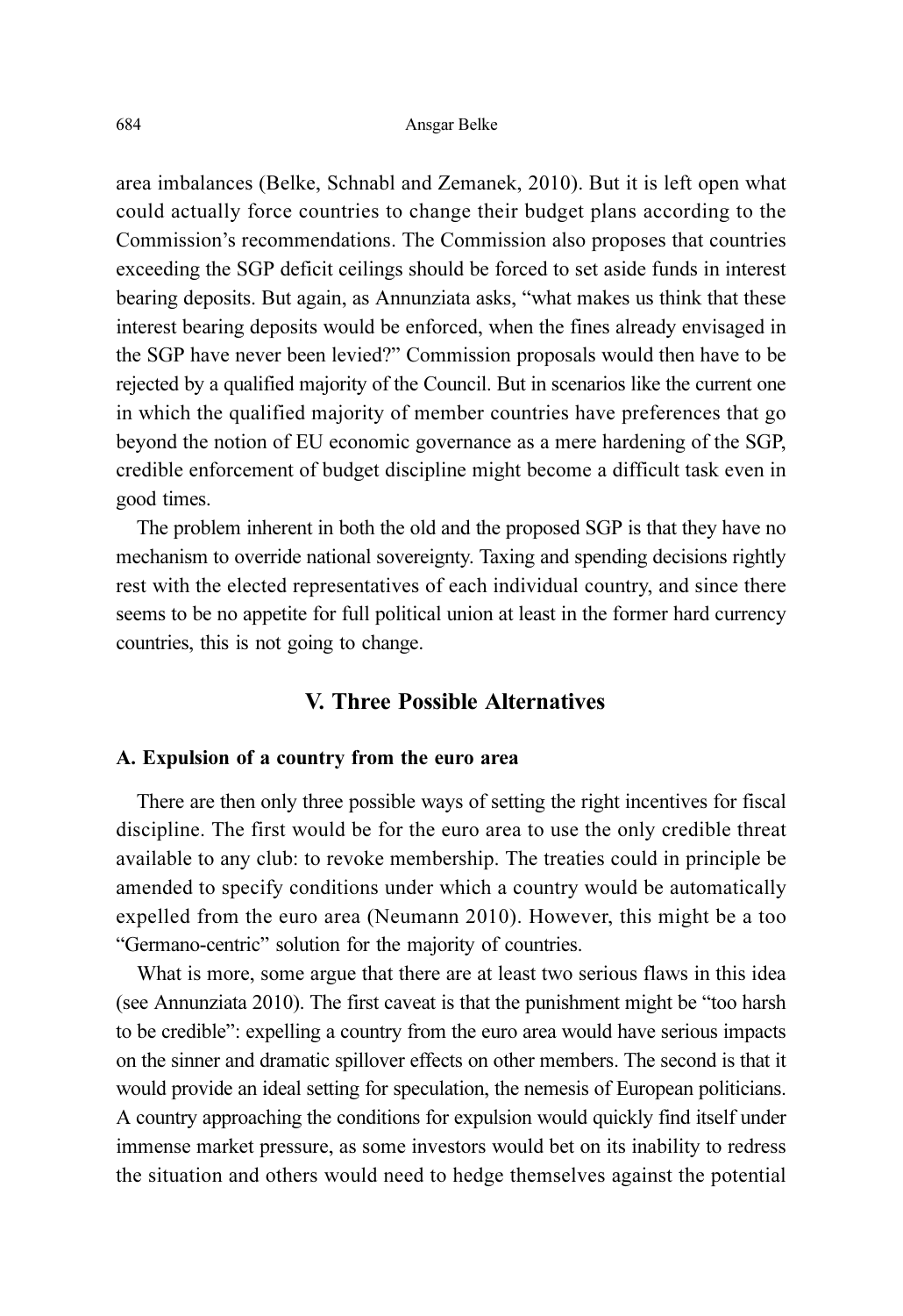area imbalances (Belke, Schnabl and Zemanek, 2010). But it is left open what could actually force countries to change their budget plans according to the Commission's recommendations. The Commission also proposes that countries exceeding the SGP deficit ceilings should be forced to set aside funds in interest bearing deposits. But again, as Annunziata asks, "what makes us think that these interest bearing deposits would be enforced, when the fines already envisaged in the SGP have never been levied?" Commission proposals would then have to be rejected by a qualified majority of the Council. But in scenarios like the current one in which the qualified majority of member countries have preferences that go beyond the notion of EU economic governance as a mere hardening of the SGP, credible enforcement of budget discipline might become a difficult task even in good times.

The problem inherent in both the old and the proposed SGP is that they have no mechanism to override national sovereignty. Taxing and spending decisions rightly rest with the elected representatives of each individual country, and since there seems to be no appetite for full political union at least in the former hard currency countries, this is not going to change.

## V. Three Possible Alternatives

### A. Expulsion of a country from the euro area

There are then only three possible ways of setting the right incentives for fiscal discipline. The first would be for the euro area to use the only credible threat available to any club: to revoke membership. The treaties could in principle be amended to specify conditions under which a country would be automatically expelled from the euro area (Neumann 2010). However, this might be a too "Germano-centric" solution for the majority of countries.

What is more, some argue that there are at least two serious flaws in this idea (see Annunziata 2010). The first caveat is that the punishment might be "too harsh to be credible": expelling a country from the euro area would have serious impacts on the sinner and dramatic spillover effects on other members. The second is that it would provide an ideal setting for speculation, the nemesis of European politicians. A country approaching the conditions for expulsion would quickly find itself under immense market pressure, as some investors would bet on its inability to redress the situation and others would need to hedge themselves against the potential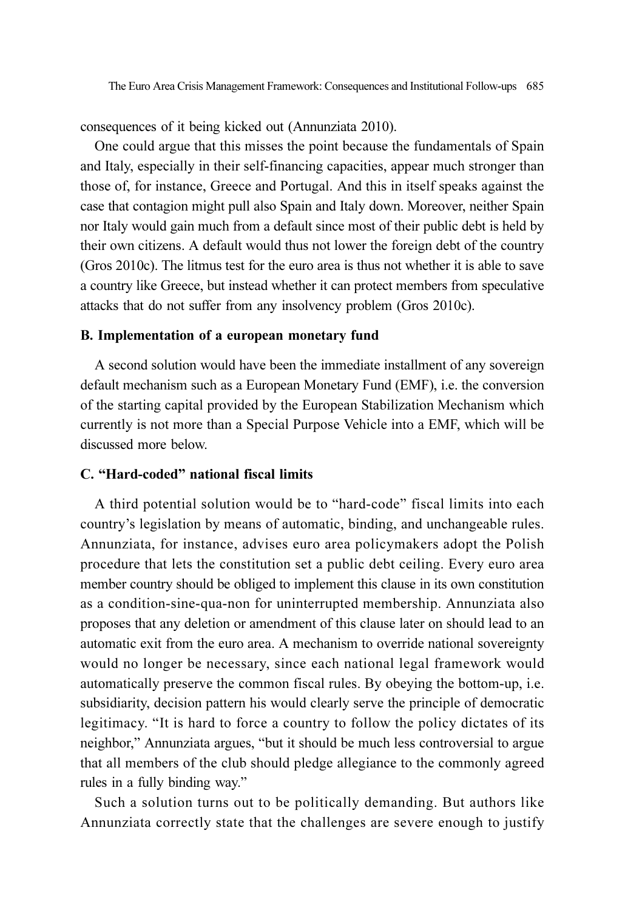consequences of it being kicked out (Annunziata 2010).

One could argue that this misses the point because the fundamentals of Spain and Italy, especially in their self-financing capacities, appear much stronger than those of, for instance, Greece and Portugal. And this in itself speaks against the case that contagion might pull also Spain and Italy down. Moreover, neither Spain nor Italy would gain much from a default since most of their public debt is held by their own citizens. A default would thus not lower the foreign debt of the country (Gros 2010c). The litmus test for the euro area is thus not whether it is able to save a country like Greece, but instead whether it can protect members from speculative attacks that do not suffer from any insolvency problem (Gros 2010c).

### B. Implementation of a european monetary fund

A second solution would have been the immediate installment of any sovereign default mechanism such as a European Monetary Fund (EMF), i.e. the conversion of the starting capital provided by the European Stabilization Mechanism which currently is not more than a Special Purpose Vehicle into a EMF, which will be discussed more below.

### C. "Hard-coded" national fiscal limits

A third potential solution would be to "hard-code" fiscal limits into each country's legislation by means of automatic, binding, and unchangeable rules. Annunziata, for instance, advises euro area policymakers adopt the Polish procedure that lets the constitution set a public debt ceiling. Every euro area member country should be obliged to implement this clause in its own constitution as a condition-sine-qua-non for uninterrupted membership. Annunziata also proposes that any deletion or amendment of this clause later on should lead to an automatic exit from the euro area. A mechanism to override national sovereignty would no longer be necessary, since each national legal framework would automatically preserve the common fiscal rules. By obeying the bottom-up, i.e. subsidiarity, decision pattern his would clearly serve the principle of democratic legitimacy. "It is hard to force a country to follow the policy dictates of its neighbor," Annunziata argues, "but it should be much less controversial to argue that all members of the club should pledge allegiance to the commonly agreed rules in a fully binding way."

Such a solution turns out to be politically demanding. But authors like Annunziata correctly state that the challenges are severe enough to justify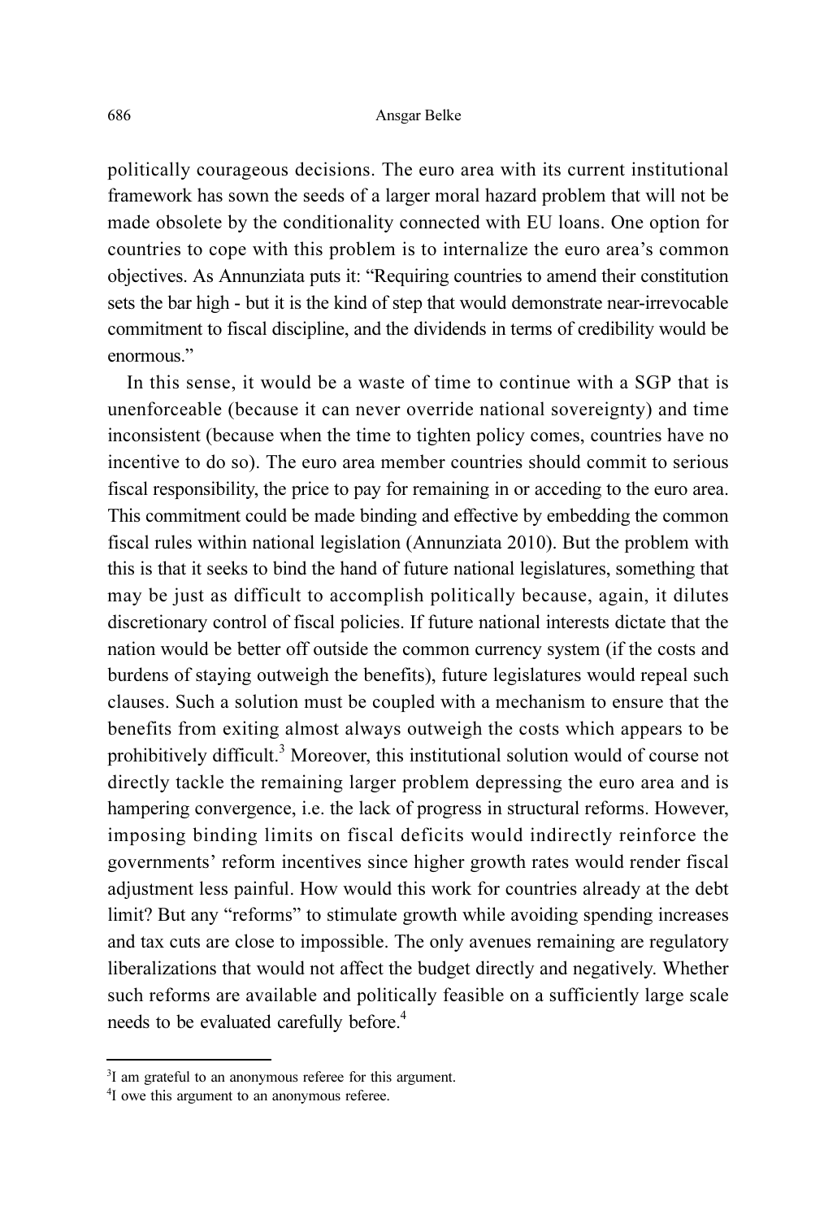politically courageous decisions. The euro area with its current institutional framework has sown the seeds of a larger moral hazard problem that will not be made obsolete by the conditionality connected with EU loans. One option for countries to cope with this problem is to internalize the euro area's common objectives. As Annunziata puts it: "Requiring countries to amend their constitution sets the bar high - but it is the kind of step that would demonstrate near-irrevocable commitment to fiscal discipline, and the dividends in terms of credibility would be enormous."

In this sense, it would be a waste of time to continue with a SGP that is unenforceable (because it can never override national sovereignty) and time inconsistent (because when the time to tighten policy comes, countries have no incentive to do so). The euro area member countries should commit to serious fiscal responsibility, the price to pay for remaining in or acceding to the euro area. This commitment could be made binding and effective by embedding the common fiscal rules within national legislation (Annunziata 2010). But the problem with this is that it seeks to bind the hand of future national legislatures, something that may be just as difficult to accomplish politically because, again, it dilutes discretionary control of fiscal policies. If future national interests dictate that the nation would be better off outside the common currency system (if the costs and burdens of staying outweigh the benefits), future legislatures would repeal such clauses. Such a solution must be coupled with a mechanism to ensure that the benefits from exiting almost always outweigh the costs which appears to be prohibitively difficult.[3] Moreover, this institutional solution would of course not directly tackle the remaining larger problem depressing the euro area and is hampering convergence, i.e. the lack of progress in structural reforms. However, imposing binding limits on fiscal deficits would indirectly reinforce the governments' reform incentives since higher growth rates would render fiscal adjustment less painful. How would this work for countries already at the debt limit? But any "reforms" to stimulate growth while avoiding spending increases and tax cuts are close to impossible. The only avenues remaining are regulatory liberalizations that would not affect the budget directly and negatively. Whether such reforms are available and politically feasible on a sufficiently large scale needs to be evaluated carefully before.[4]

[3] I am grateful to an anonymous referee for this argument.

[4] I owe this argument to an anonymous referee.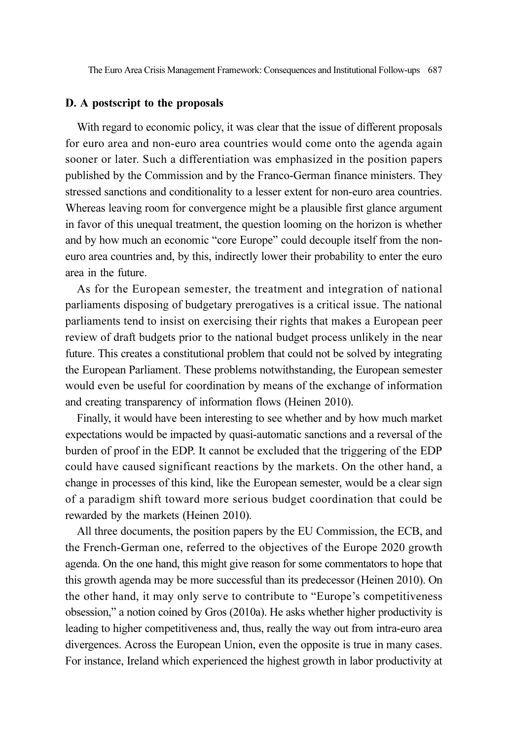### D. A postscript to the proposals

With regard to economic policy, it was clear that the issue of different proposals for euro area and non-euro area countries would come onto the agenda again sooner or later. Such a differentiation was emphasized in the position papers published by the Commission and by the Franco-German finance ministers. They stressed sanctions and conditionality to a lesser extent for non-euro area countries. Whereas leaving room for convergence might be a plausible first glance argument in favor of this unequal treatment, the question looming on the horizon is whether and by how much an economic "core Europe" could decouple itself from the non-euro area countries and, by this, indirectly lower their probability to enter the euro area in the future.

As for the European semester, the treatment and integration of national parliaments disposing of budgetary prerogatives is a critical issue. The national parliaments tend to insist on exercising their rights that makes a European peer review of draft budgets prior to the national budget process unlikely in the near future. This creates a constitutional problem that could not be solved by integrating the European Parliament. These problems notwithstanding, the European semester would even be useful for coordination by means of the exchange of information and creating transparency of information flows (Heinen 2010).

Finally, it would have been interesting to see whether and by how much market expectations would be impacted by quasi-automatic sanctions and a reversal of the burden of proof in the EDP. It cannot be excluded that the triggering of the EDP could have caused significant reactions by the markets. On the other hand, a change in processes of this kind, like the European semester, would be a clear sign of a paradigm shift toward more serious budget coordination that could be rewarded by the markets (Heinen 2010).

All three documents, the position papers by the EU Commission, the ECB, and the French-German one, referred to the objectives of the Europe 2020 growth agenda. On the one hand, this might give reason for some commentators to hope that this growth agenda may be more successful than its predecessor (Heinen 2010). On the other hand, it may only serve to contribute to "Europe's competitiveness obsession," a notion coined by Gros (2010a). He asks whether higher productivity is leading to higher competitiveness and, thus, really the way out from intra-euro area divergences. Across the European Union, even the opposite is true in many cases. For instance, Ireland which experienced the highest growth in labor productivity at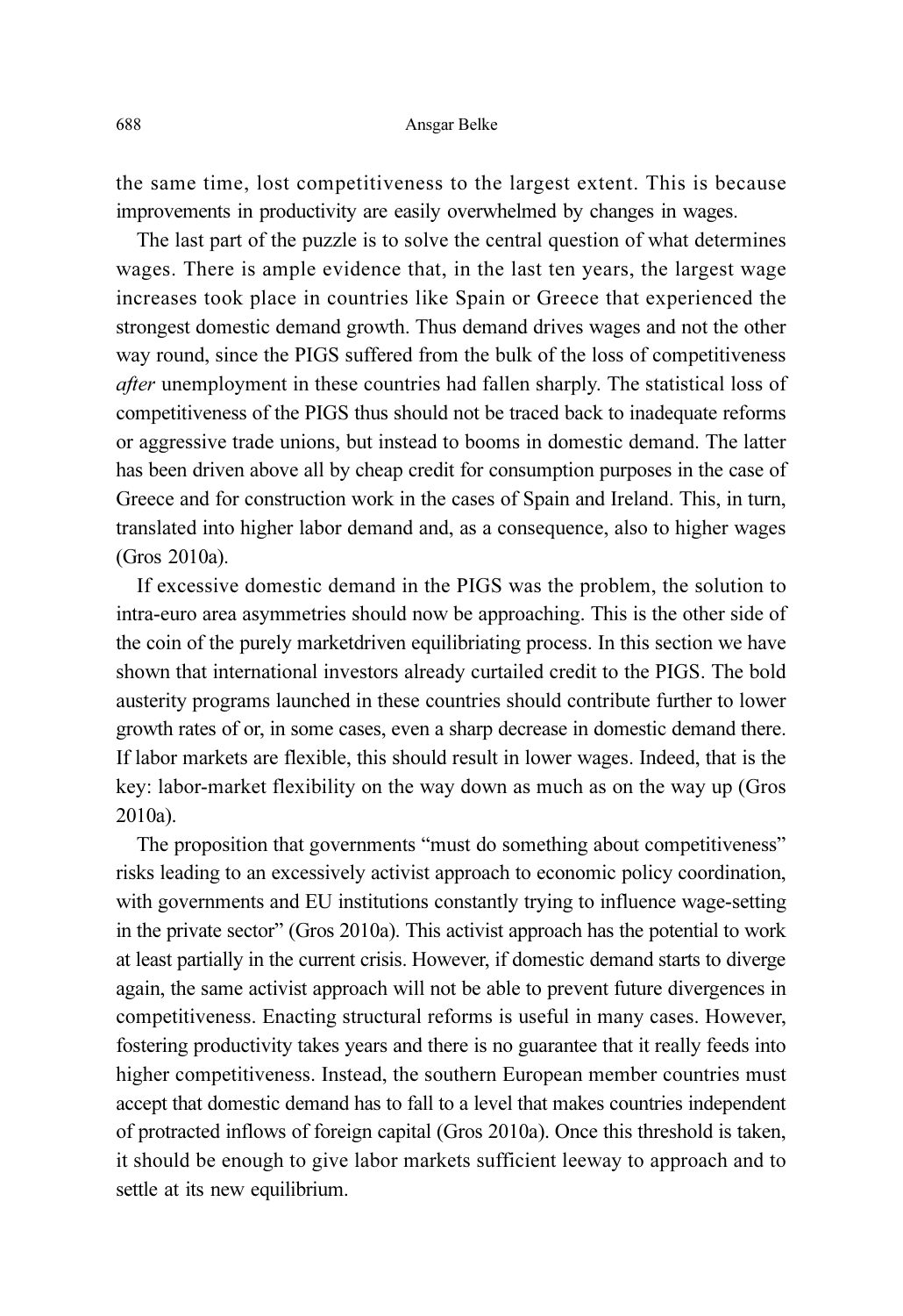the same time, lost competitiveness to the largest extent. This is because improvements in productivity are easily overwhelmed by changes in wages.

The last part of the puzzle is to solve the central question of what determines wages. There is ample evidence that, in the last ten years, the largest wage increases took place in countries like Spain or Greece that experienced the strongest domestic demand growth. Thus demand drives wages and not the other way round, since the PIGS suffered from the bulk of the loss of competitiveness *after* unemployment in these countries had fallen sharply. The statistical loss of competitiveness of the PIGS thus should not be traced back to inadequate reforms or aggressive trade unions, but instead to booms in domestic demand. The latter has been driven above all by cheap credit for consumption purposes in the case of Greece and for construction work in the cases of Spain and Ireland. This, in turn, translated into higher labor demand and, as a consequence, also to higher wages (Gros 2010a).

If excessive domestic demand in the PIGS was the problem, the solution to intra-euro area asymmetries should now be approaching. This is the other side of the coin of the purely marketdriven equilibriating process. In this section we have shown that international investors already curtailed credit to the PIGS. The bold austerity programs launched in these countries should contribute further to lower growth rates of or, in some cases, even a sharp decrease in domestic demand there. If labor markets are flexible, this should result in lower wages. Indeed, that is the key: labor-market flexibility on the way down as much as on the way up (Gros 2010a).

The proposition that governments "must do something about competitiveness" risks leading to an excessively activist approach to economic policy coordination, with governments and EU institutions constantly trying to influence wage-setting in the private sector" (Gros 2010a). This activist approach has the potential to work at least partially in the current crisis. However, if domestic demand starts to diverge again, the same activist approach will not be able to prevent future divergences in competitiveness. Enacting structural reforms is useful in many cases. However, fostering productivity takes years and there is no guarantee that it really feeds into higher competitiveness. Instead, the southern European member countries must accept that domestic demand has to fall to a level that makes countries independent of protracted inflows of foreign capital (Gros 2010a). Once this threshold is taken, it should be enough to give labor markets sufficient leeway to approach and to settle at its new equilibrium.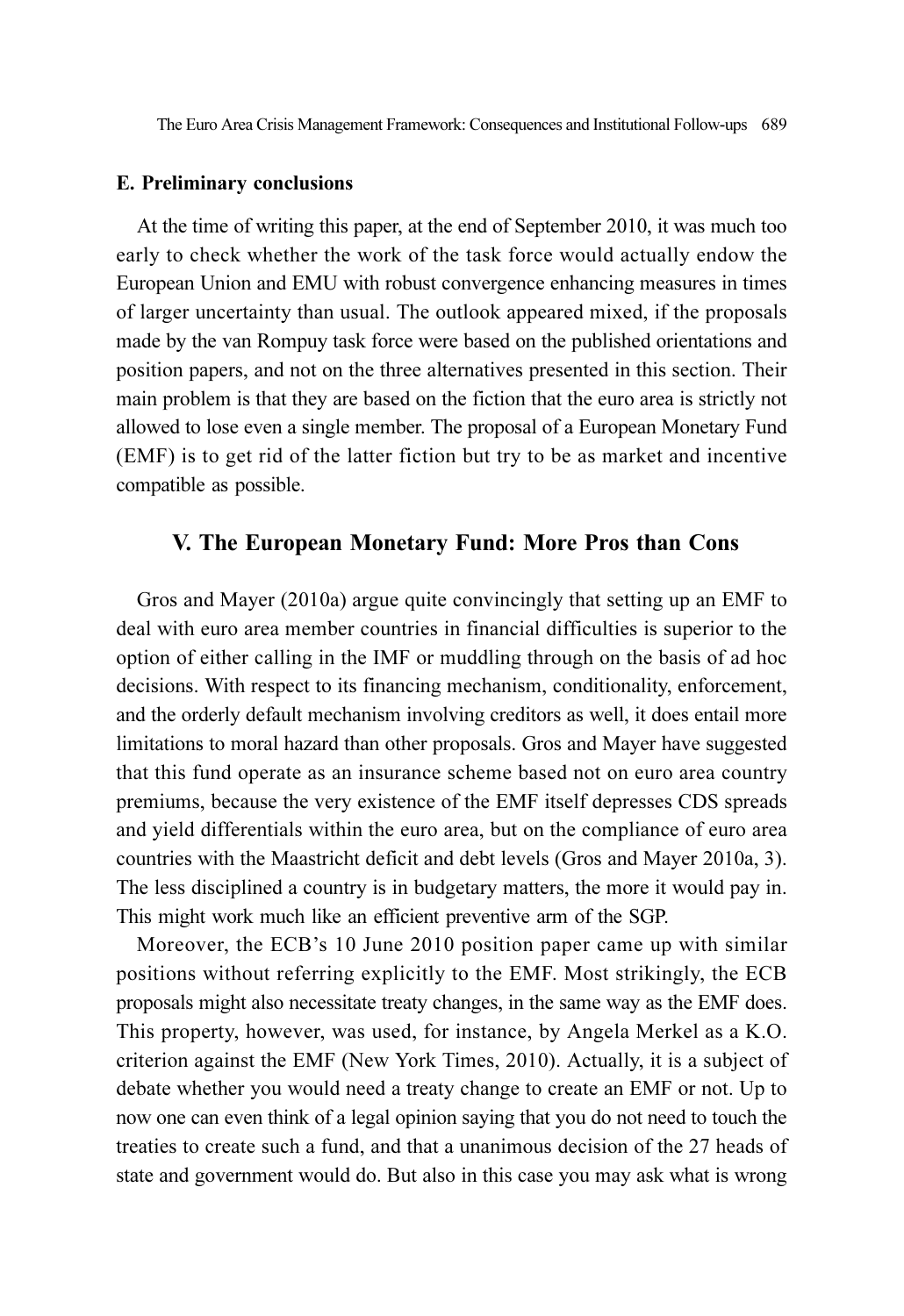### E. Preliminary conclusions

At the time of writing this paper, at the end of September 2010, it was much too early to check whether the work of the task force would actually endow the European Union and EMU with robust convergence enhancing measures in times of larger uncertainty than usual. The outlook appeared mixed, if the proposals made by the van Rompuy task force were based on the published orientations and position papers, and not on the three alternatives presented in this section. Their main problem is that they are based on the fiction that the euro area is strictly not allowed to lose even a single member. The proposal of a European Monetary Fund (EMF) is to get rid of the latter fiction but try to be as market and incentive compatible as possible.

## V. The European Monetary Fund: More Pros than Cons

Gros and Mayer (2010a) argue quite convincingly that setting up an EMF to deal with euro area member countries in financial difficulties is superior to the option of either calling in the IMF or muddling through on the basis of ad hoc decisions. With respect to its financing mechanism, conditionality, enforcement, and the orderly default mechanism involving creditors as well, it does entail more limitations to moral hazard than other proposals. Gros and Mayer have suggested that this fund operate as an insurance scheme based not on euro area country premiums, because the very existence of the EMF itself depresses CDS spreads and yield differentials within the euro area, but on the compliance of euro area countries with the Maastricht deficit and debt levels (Gros and Mayer 2010a, 3). The less disciplined a country is in budgetary matters, the more it would pay in. This might work much like an efficient preventive arm of the SGP.

Moreover, the ECB's 10 June 2010 position paper came up with similar positions without referring explicitly to the EMF. Most strikingly, the ECB proposals might also necessitate treaty changes, in the same way as the EMF does. This property, however, was used, for instance, by Angela Merkel as a K.O. criterion against the EMF (New York Times, 2010). Actually, it is a subject of debate whether you would need a treaty change to create an EMF or not. Up to now one can even think of a legal opinion saying that you do not need to touch the treaties to create such a fund, and that a unanimous decision of the 27 heads of state and government would do. But also in this case you may ask what is wrong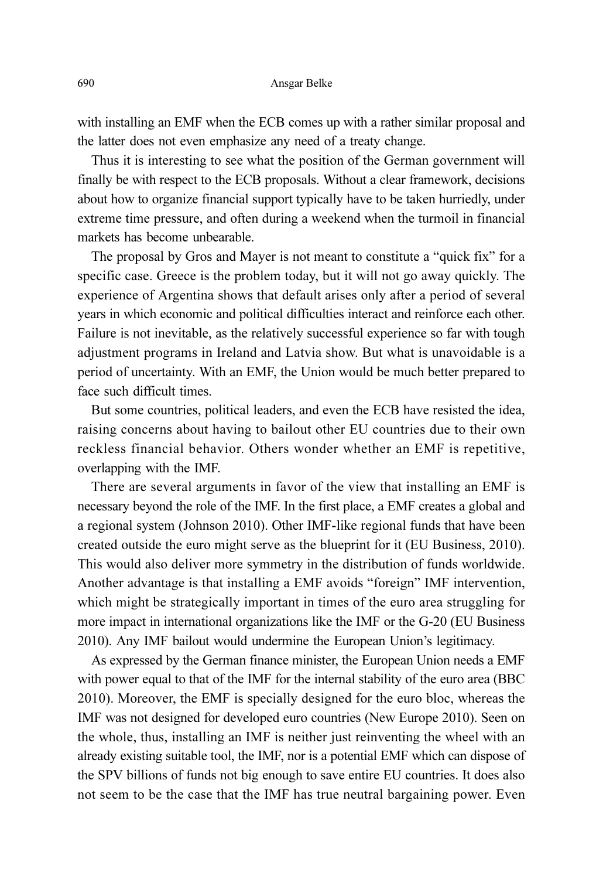with installing an EMF when the ECB comes up with a rather similar proposal and the latter does not even emphasize any need of a treaty change.

Thus it is interesting to see what the position of the German government will finally be with respect to the ECB proposals. Without a clear framework, decisions about how to organize financial support typically have to be taken hurriedly, under extreme time pressure, and often during a weekend when the turmoil in financial markets has become unbearable.

The proposal by Gros and Mayer is not meant to constitute a "quick fix" for a specific case. Greece is the problem today, but it will not go away quickly. The experience of Argentina shows that default arises only after a period of several years in which economic and political difficulties interact and reinforce each other. Failure is not inevitable, as the relatively successful experience so far with tough adjustment programs in Ireland and Latvia show. But what is unavoidable is a period of uncertainty. With an EMF, the Union would be much better prepared to face such difficult times.

But some countries, political leaders, and even the ECB have resisted the idea, raising concerns about having to bailout other EU countries due to their own reckless financial behavior. Others wonder whether an EMF is repetitive, overlapping with the IMF.

There are several arguments in favor of the view that installing an EMF is necessary beyond the role of the IMF. In the first place, a EMF creates a global and a regional system (Johnson 2010). Other IMF-like regional funds that have been created outside the euro might serve as the blueprint for it (EU Business, 2010). This would also deliver more symmetry in the distribution of funds worldwide. Another advantage is that installing a EMF avoids "foreign" IMF intervention, which might be strategically important in times of the euro area struggling for more impact in international organizations like the IMF or the G-20 (EU Business 2010). Any IMF bailout would undermine the European Union's legitimacy.

As expressed by the German finance minister, the European Union needs a EMF with power equal to that of the IMF for the internal stability of the euro area (BBC 2010). Moreover, the EMF is specially designed for the euro bloc, whereas the IMF was not designed for developed euro countries (New Europe 2010). Seen on the whole, thus, installing an IMF is neither just reinventing the wheel with an already existing suitable tool, the IMF, nor is a potential EMF which can dispose of the SPV billions of funds not big enough to save entire EU countries. It does also not seem to be the case that the IMF has true neutral bargaining power. Even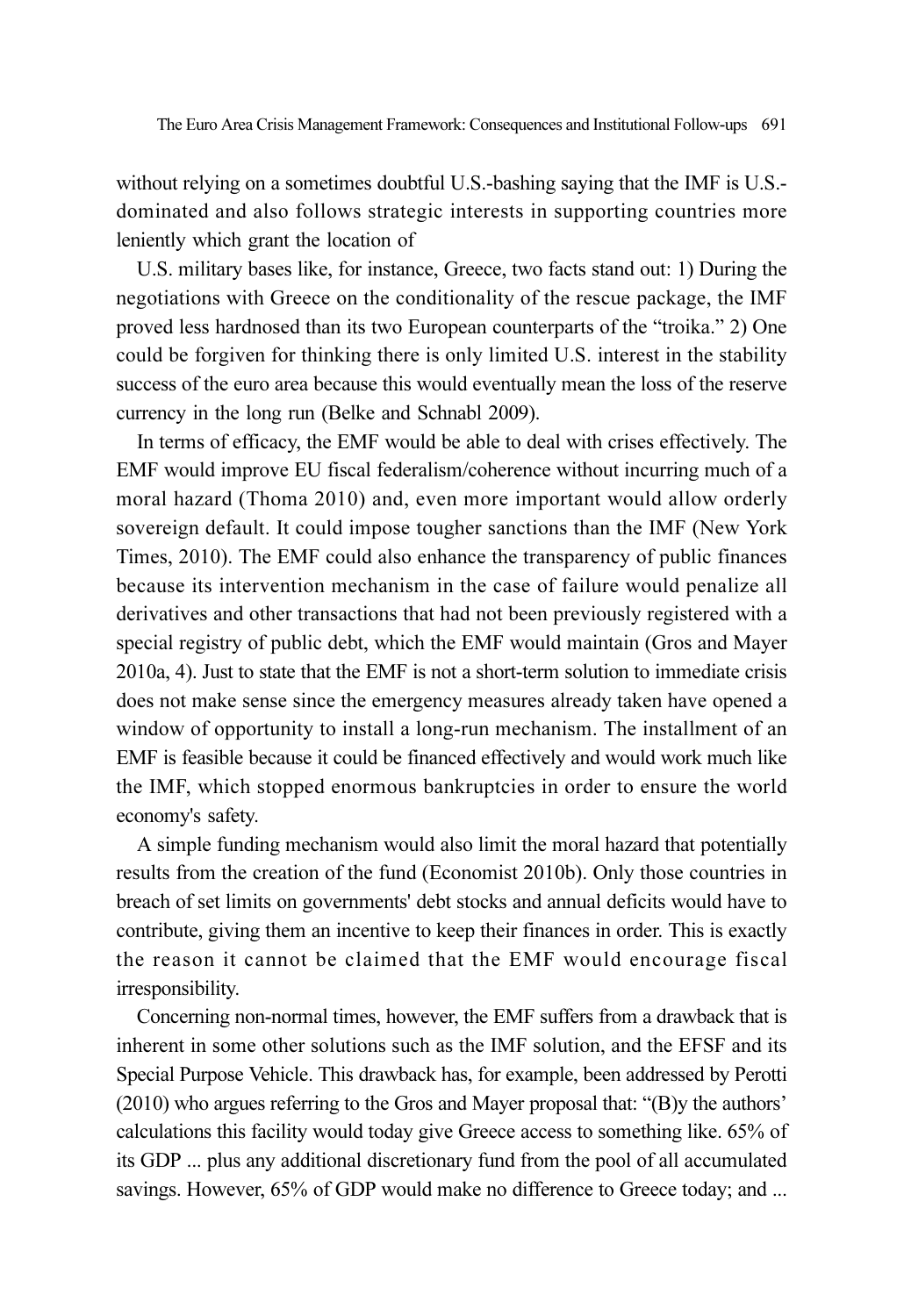without relying on a sometimes doubtful U.S.-bashing saying that the IMF is U.S.-dominated and also follows strategic interests in supporting countries more leniently which grant the location of

U.S. military bases like, for instance, Greece, two facts stand out: 1) During the negotiations with Greece on the conditionality of the rescue package, the IMF proved less hardnosed than its two European counterparts of the "troika." 2) One could be forgiven for thinking there is only limited U.S. interest in the stability success of the euro area because this would eventually mean the loss of the reserve currency in the long run (Belke and Schnabl 2009).

In terms of efficacy, the EMF would be able to deal with crises effectively. The EMF would improve EU fiscal federalism/coherence without incurring much of a moral hazard (Thoma 2010) and, even more important would allow orderly sovereign default. It could impose tougher sanctions than the IMF (New York Times, 2010). The EMF could also enhance the transparency of public finances because its intervention mechanism in the case of failure would penalize all derivatives and other transactions that had not been previously registered with a special registry of public debt, which the EMF would maintain (Gros and Mayer 2010a, 4). Just to state that the EMF is not a short-term solution to immediate crisis does not make sense since the emergency measures already taken have opened a window of opportunity to install a long-run mechanism. The installment of an EMF is feasible because it could be financed effectively and would work much like the IMF, which stopped enormous bankruptcies in order to ensure the world economy's safety.

A simple funding mechanism would also limit the moral hazard that potentially results from the creation of the fund (Economist 2010b). Only those countries in breach of set limits on governments' debt stocks and annual deficits would have to contribute, giving them an incentive to keep their finances in order. This is exactly the reason it cannot be claimed that the EMF would encourage fiscal irresponsibility.

Concerning non-normal times, however, the EMF suffers from a drawback that is inherent in some other solutions such as the IMF solution, and the EFSF and its Special Purpose Vehicle. This drawback has, for example, been addressed by Perotti (2010) who argues referring to the Gros and Mayer proposal that: "(B)y the authors' calculations this facility would today give Greece access to something like. 65% of its GDP ... plus any additional discretionary fund from the pool of all accumulated savings. However, 65% of GDP would make no difference to Greece today; and ...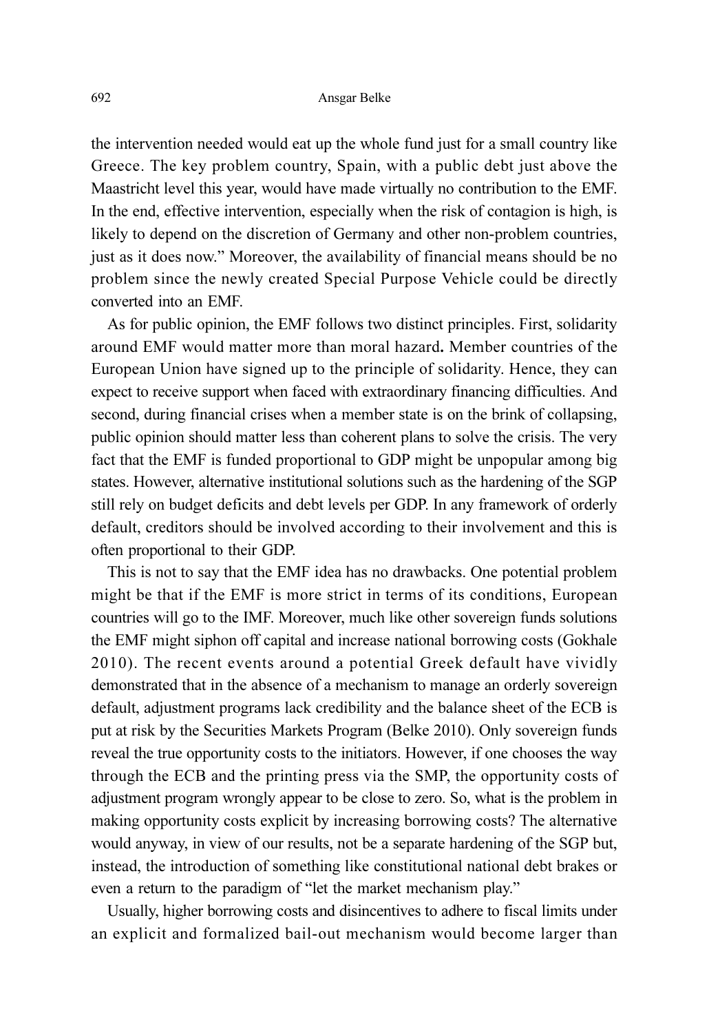the intervention needed would eat up the whole fund just for a small country like Greece. The key problem country, Spain, with a public debt just above the Maastricht level this year, would have made virtually no contribution to the EMF. In the end, effective intervention, especially when the risk of contagion is high, is likely to depend on the discretion of Germany and other non-problem countries, just as it does now." Moreover, the availability of financial means should be no problem since the newly created Special Purpose Vehicle could be directly converted into an EMF.

As for public opinion, the EMF follows two distinct principles. First, solidarity around EMF would matter more than moral hazard**.** Member countries of the European Union have signed up to the principle of solidarity. Hence, they can expect to receive support when faced with extraordinary financing difficulties. And second, during financial crises when a member state is on the brink of collapsing, public opinion should matter less than coherent plans to solve the crisis. The very fact that the EMF is funded proportional to GDP might be unpopular among big states. However, alternative institutional solutions such as the hardening of the SGP still rely on budget deficits and debt levels per GDP. In any framework of orderly default, creditors should be involved according to their involvement and this is often proportional to their GDP.

This is not to say that the EMF idea has no drawbacks. One potential problem might be that if the EMF is more strict in terms of its conditions, European countries will go to the IMF. Moreover, much like other sovereign funds solutions the EMF might siphon off capital and increase national borrowing costs (Gokhale 2010). The recent events around a potential Greek default have vividly demonstrated that in the absence of a mechanism to manage an orderly sovereign default, adjustment programs lack credibility and the balance sheet of the ECB is put at risk by the Securities Markets Program (Belke 2010). Only sovereign funds reveal the true opportunity costs to the initiators. However, if one chooses the way through the ECB and the printing press via the SMP, the opportunity costs of adjustment program wrongly appear to be close to zero. So, what is the problem in making opportunity costs explicit by increasing borrowing costs? The alternative would anyway, in view of our results, not be a separate hardening of the SGP but, instead, the introduction of something like constitutional national debt brakes or even a return to the paradigm of "let the market mechanism play."

Usually, higher borrowing costs and disincentives to adhere to fiscal limits under an explicit and formalized bail-out mechanism would become larger than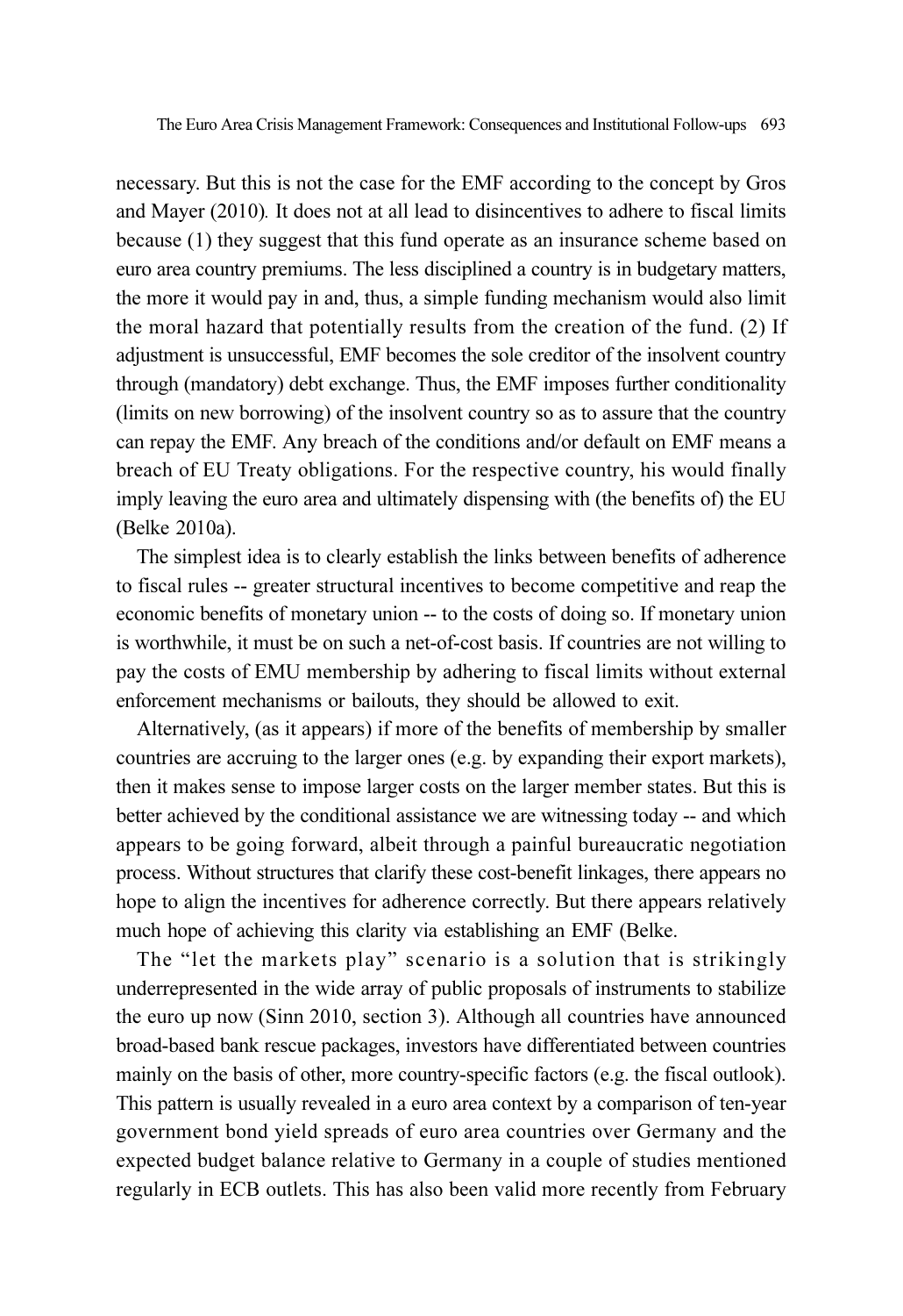necessary. But this is not the case for the EMF according to the concept by Gros and Mayer (2010). It does not at all lead to disincentives to adhere to fiscal limits because (1) they suggest that this fund operate as an insurance scheme based on euro area country premiums. The less disciplined a country is in budgetary matters, the more it would pay in and, thus, a simple funding mechanism would also limit the moral hazard that potentially results from the creation of the fund. (2) If adjustment is unsuccessful, EMF becomes the sole creditor of the insolvent country through (mandatory) debt exchange. Thus, the EMF imposes further conditionality (limits on new borrowing) of the insolvent country so as to assure that the country can repay the EMF. Any breach of the conditions and/or default on EMF means a breach of EU Treaty obligations. For the respective country, his would finally imply leaving the euro area and ultimately dispensing with (the benefits of) the EU (Belke 2010a).

The simplest idea is to clearly establish the links between benefits of adherence to fiscal rules -- greater structural incentives to become competitive and reap the economic benefits of monetary union -- to the costs of doing so. If monetary union is worthwhile, it must be on such a net-of-cost basis. If countries are not willing to pay the costs of EMU membership by adhering to fiscal limits without external enforcement mechanisms or bailouts, they should be allowed to exit.

Alternatively, (as it appears) if more of the benefits of membership by smaller countries are accruing to the larger ones (e.g. by expanding their export markets), then it makes sense to impose larger costs on the larger member states. But this is better achieved by the conditional assistance we are witnessing today -- and which appears to be going forward, albeit through a painful bureaucratic negotiation process. Without structures that clarify these cost-benefit linkages, there appears no hope to align the incentives for adherence correctly. But there appears relatively much hope of achieving this clarity via establishing an EMF (Belke.

The "let the markets play" scenario is a solution that is strikingly underrepresented in the wide array of public proposals of instruments to stabilize the euro up now (Sinn 2010, section 3). Although all countries have announced broad-based bank rescue packages, investors have differentiated between countries mainly on the basis of other, more country-specific factors (e.g. the fiscal outlook). This pattern is usually revealed in a euro area context by a comparison of ten-year government bond yield spreads of euro area countries over Germany and the expected budget balance relative to Germany in a couple of studies mentioned regularly in ECB outlets. This has also been valid more recently from February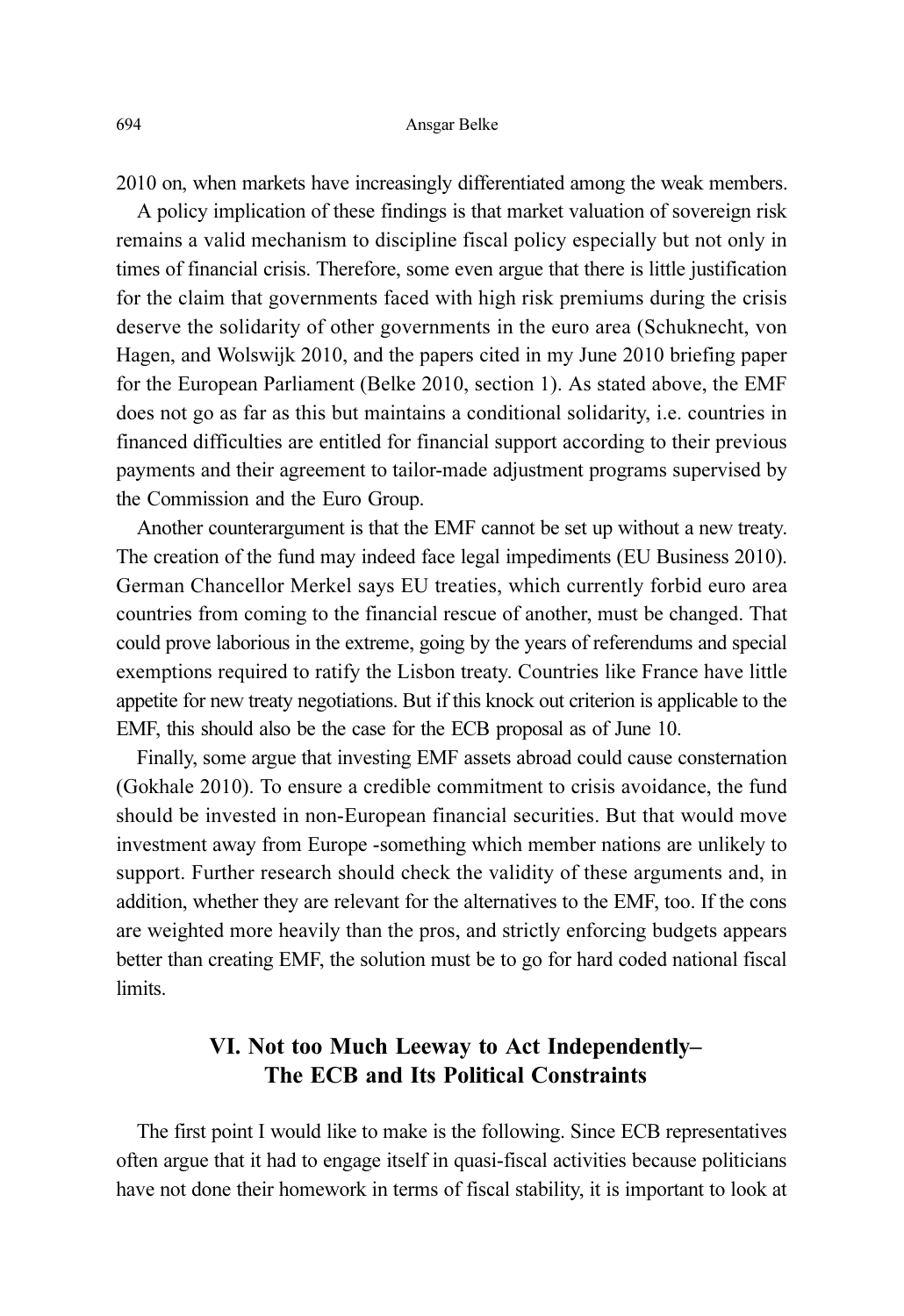2010 on, when markets have increasingly differentiated among the weak members.

A policy implication of these findings is that market valuation of sovereign risk remains a valid mechanism to discipline fiscal policy especially but not only in times of financial crisis. Therefore, some even argue that there is little justification for the claim that governments faced with high risk premiums during the crisis deserve the solidarity of other governments in the euro area (Schuknecht, von Hagen, and Wolswijk 2010, and the papers cited in my June 2010 briefing paper for the European Parliament (Belke 2010, section 1). As stated above, the EMF does not go as far as this but maintains a conditional solidarity, i.e. countries in financed difficulties are entitled for financial support according to their previous payments and their agreement to tailor-made adjustment programs supervised by the Commission and the Euro Group.

Another counterargument is that the EMF cannot be set up without a new treaty. The creation of the fund may indeed face legal impediments (EU Business 2010). German Chancellor Merkel says EU treaties, which currently forbid euro area countries from coming to the financial rescue of another, must be changed. That could prove laborious in the extreme, going by the years of referendums and special exemptions required to ratify the Lisbon treaty. Countries like France have little appetite for new treaty negotiations. But if this knock out criterion is applicable to the EMF, this should also be the case for the ECB proposal as of June 10.

Finally, some argue that investing EMF assets abroad could cause consternation (Gokhale 2010). To ensure a credible commitment to crisis avoidance, the fund should be invested in non-European financial securities. But that would move investment away from Europe -something which member nations are unlikely to support. Further research should check the validity of these arguments and, in addition, whether they are relevant for the alternatives to the EMF, too. If the cons are weighted more heavily than the pros, and strictly enforcing budgets appears better than creating EMF, the solution must be to go for hard coded national fiscal limits.

## VI. Not too Much Leeway to Act Independently– The ECB and Its Political Constraints

The first point I would like to make is the following. Since ECB representatives often argue that it had to engage itself in quasi-fiscal activities because politicians have not done their homework in terms of fiscal stability, it is important to look at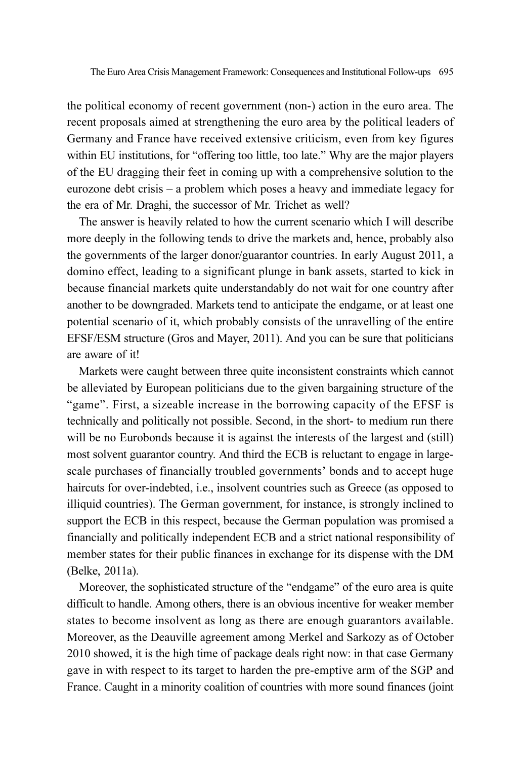the political economy of recent government (non-) action in the euro area. The recent proposals aimed at strengthening the euro area by the political leaders of Germany and France have received extensive criticism, even from key figures within EU institutions, for "offering too little, too late." Why are the major players of the EU dragging their feet in coming up with a comprehensive solution to the eurozone debt crisis – a problem which poses a heavy and immediate legacy for the era of Mr. Draghi, the successor of Mr. Trichet as well?

The answer is heavily related to how the current scenario which I will describe more deeply in the following tends to drive the markets and, hence, probably also the governments of the larger donor/guarantor countries. In early August 2011, a domino effect, leading to a significant plunge in bank assets, started to kick in because financial markets quite understandably do not wait for one country after another to be downgraded. Markets tend to anticipate the endgame, or at least one potential scenario of it, which probably consists of the unravelling of the entire EFSF/ESM structure (Gros and Mayer, 2011). And you can be sure that politicians are aware of it!

Markets were caught between three quite inconsistent constraints which cannot be alleviated by European politicians due to the given bargaining structure of the "game". First, a sizeable increase in the borrowing capacity of the EFSF is technically and politically not possible. Second, in the short- to medium run there will be no Eurobonds because it is against the interests of the largest and (still) most solvent guarantor country. And third the ECB is reluctant to engage in large-scale purchases of financially troubled governments' bonds and to accept huge haircuts for over-indebted, i.e., insolvent countries such as Greece (as opposed to illiquid countries). The German government, for instance, is strongly inclined to support the ECB in this respect, because the German population was promised a financially and politically independent ECB and a strict national responsibility of member states for their public finances in exchange for its dispense with the DM (Belke, 2011a).

Moreover, the sophisticated structure of the "endgame" of the euro area is quite difficult to handle. Among others, there is an obvious incentive for weaker member states to become insolvent as long as there are enough guarantors available. Moreover, as the Deauville agreement among Merkel and Sarkozy as of October 2010 showed, it is the high time of package deals right now: in that case Germany gave in with respect to its target to harden the pre-emptive arm of the SGP and France. Caught in a minority coalition of countries with more sound finances (joint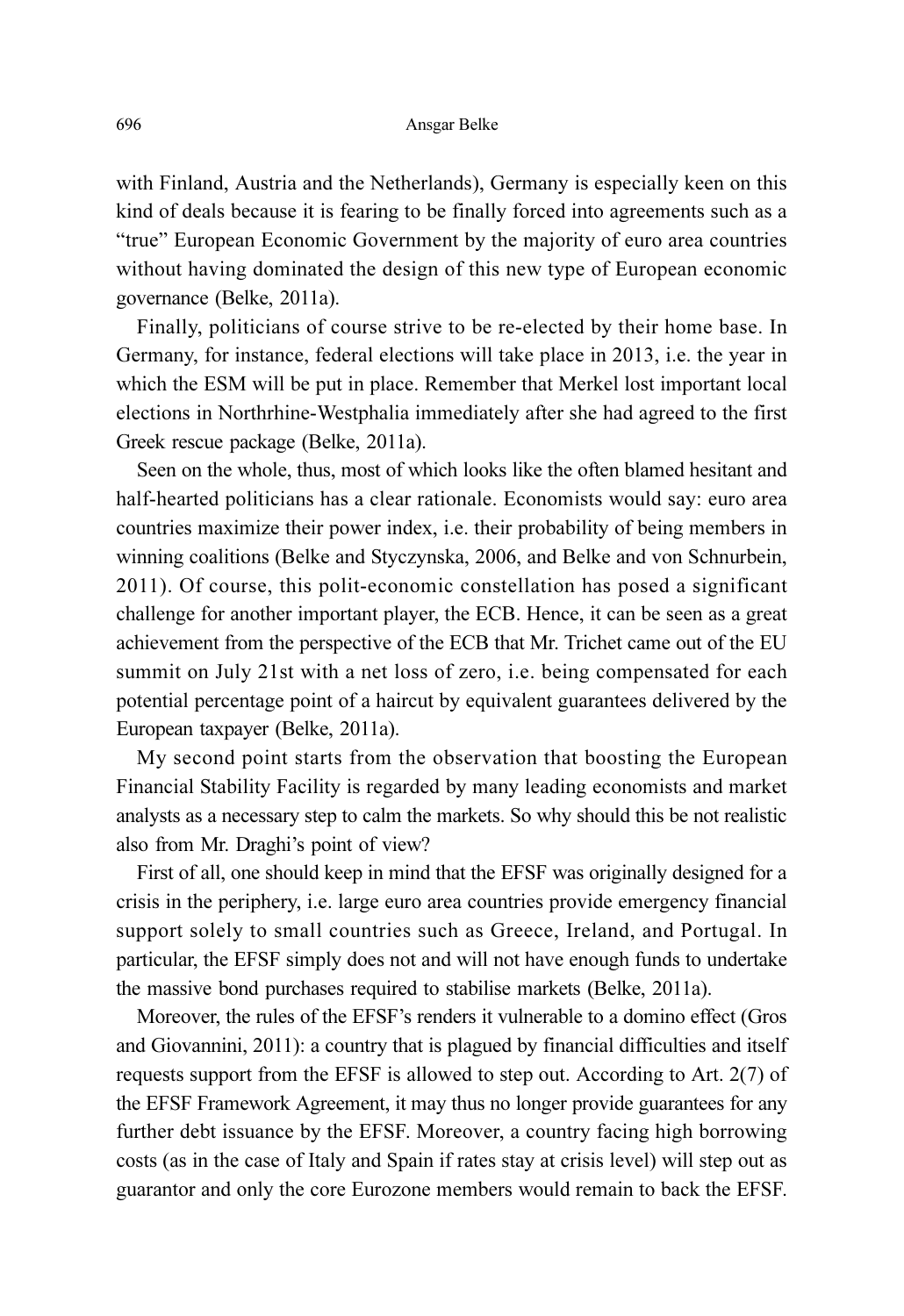with Finland, Austria and the Netherlands), Germany is especially keen on this kind of deals because it is fearing to be finally forced into agreements such as a "true" European Economic Government by the majority of euro area countries without having dominated the design of this new type of European economic governance (Belke, 2011a).

Finally, politicians of course strive to be re-elected by their home base. In Germany, for instance, federal elections will take place in 2013, i.e. the year in which the ESM will be put in place. Remember that Merkel lost important local elections in Northrhine-Westphalia immediately after she had agreed to the first Greek rescue package (Belke, 2011a).

Seen on the whole, thus, most of which looks like the often blamed hesitant and half-hearted politicians has a clear rationale. Economists would say: euro area countries maximize their power index, i.e. their probability of being members in winning coalitions (Belke and Styczynska, 2006, and Belke and von Schnurbein, 2011). Of course, this polit-economic constellation has posed a significant challenge for another important player, the ECB. Hence, it can be seen as a great achievement from the perspective of the ECB that Mr. Trichet came out of the EU summit on July 21st with a net loss of zero, i.e. being compensated for each potential percentage point of a haircut by equivalent guarantees delivered by the European taxpayer (Belke, 2011a).

My second point starts from the observation that boosting the European Financial Stability Facility is regarded by many leading economists and market analysts as a necessary step to calm the markets. So why should this be not realistic also from Mr. Draghi's point of view?

First of all, one should keep in mind that the EFSF was originally designed for a crisis in the periphery, i.e. large euro area countries provide emergency financial support solely to small countries such as Greece, Ireland, and Portugal. In particular, the EFSF simply does not and will not have enough funds to undertake the massive bond purchases required to stabilise markets (Belke, 2011a).

Moreover, the rules of the EFSF's renders it vulnerable to a domino effect (Gros and Giovannini, 2011): a country that is plagued by financial difficulties and itself requests support from the EFSF is allowed to step out. According to Art. 2(7) of the EFSF Framework Agreement, it may thus no longer provide guarantees for any further debt issuance by the EFSF. Moreover, a country facing high borrowing costs (as in the case of Italy and Spain if rates stay at crisis level) will step out as guarantor and only the core Eurozone members would remain to back the EFSF.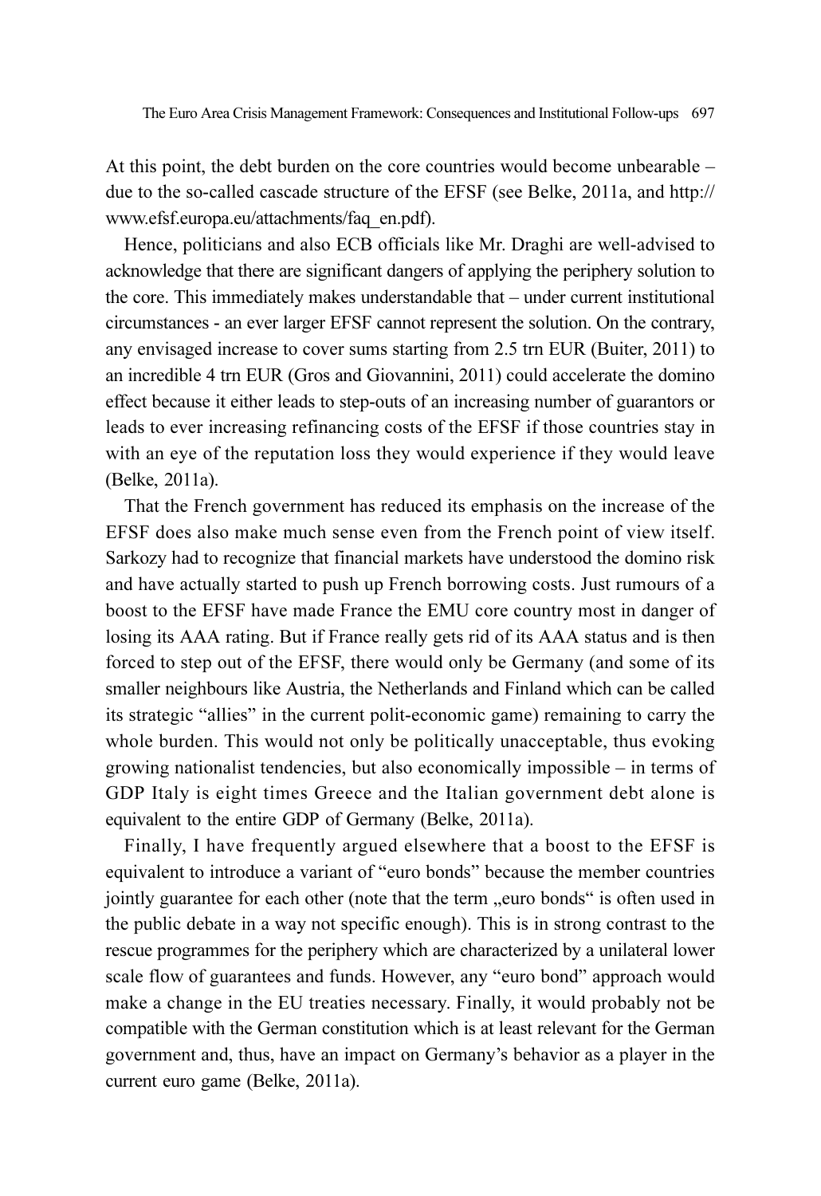At this point, the debt burden on the core countries would become unbearable – due to the so-called cascade structure of the EFSF (see Belke, 2011a, and http://www.efsf.europa.eu/attachments/faq_en.pdf).

Hence, politicians and also ECB officials like Mr. Draghi are well-advised to acknowledge that there are significant dangers of applying the periphery solution to the core. This immediately makes understandable that – under current institutional circumstances - an ever larger EFSF cannot represent the solution. On the contrary, any envisaged increase to cover sums starting from 2.5 trn EUR (Buiter, 2011) to an incredible 4 trn EUR (Gros and Giovannini, 2011) could accelerate the domino effect because it either leads to step-outs of an increasing number of guarantors or leads to ever increasing refinancing costs of the EFSF if those countries stay in with an eye of the reputation loss they would experience if they would leave (Belke, 2011a).

That the French government has reduced its emphasis on the increase of the EFSF does also make much sense even from the French point of view itself. Sarkozy had to recognize that financial markets have understood the domino risk and have actually started to push up French borrowing costs. Just rumours of a boost to the EFSF have made France the EMU core country most in danger of losing its AAA rating. But if France really gets rid of its AAA status and is then forced to step out of the EFSF, there would only be Germany (and some of its smaller neighbours like Austria, the Netherlands and Finland which can be called its strategic "allies" in the current polit-economic game) remaining to carry the whole burden. This would not only be politically unacceptable, thus evoking growing nationalist tendencies, but also economically impossible – in terms of GDP Italy is eight times Greece and the Italian government debt alone is equivalent to the entire GDP of Germany (Belke, 2011a).

Finally, I have frequently argued elsewhere that a boost to the EFSF is equivalent to introduce a variant of "euro bonds" because the member countries jointly guarantee for each other (note that the term „euro bonds" is often used in the public debate in a way not specific enough). This is in strong contrast to the rescue programmes for the periphery which are characterized by a unilateral lower scale flow of guarantees and funds. However, any "euro bond" approach would make a change in the EU treaties necessary. Finally, it would probably not be compatible with the German constitution which is at least relevant for the German government and, thus, have an impact on Germany's behavior as a player in the current euro game (Belke, 2011a).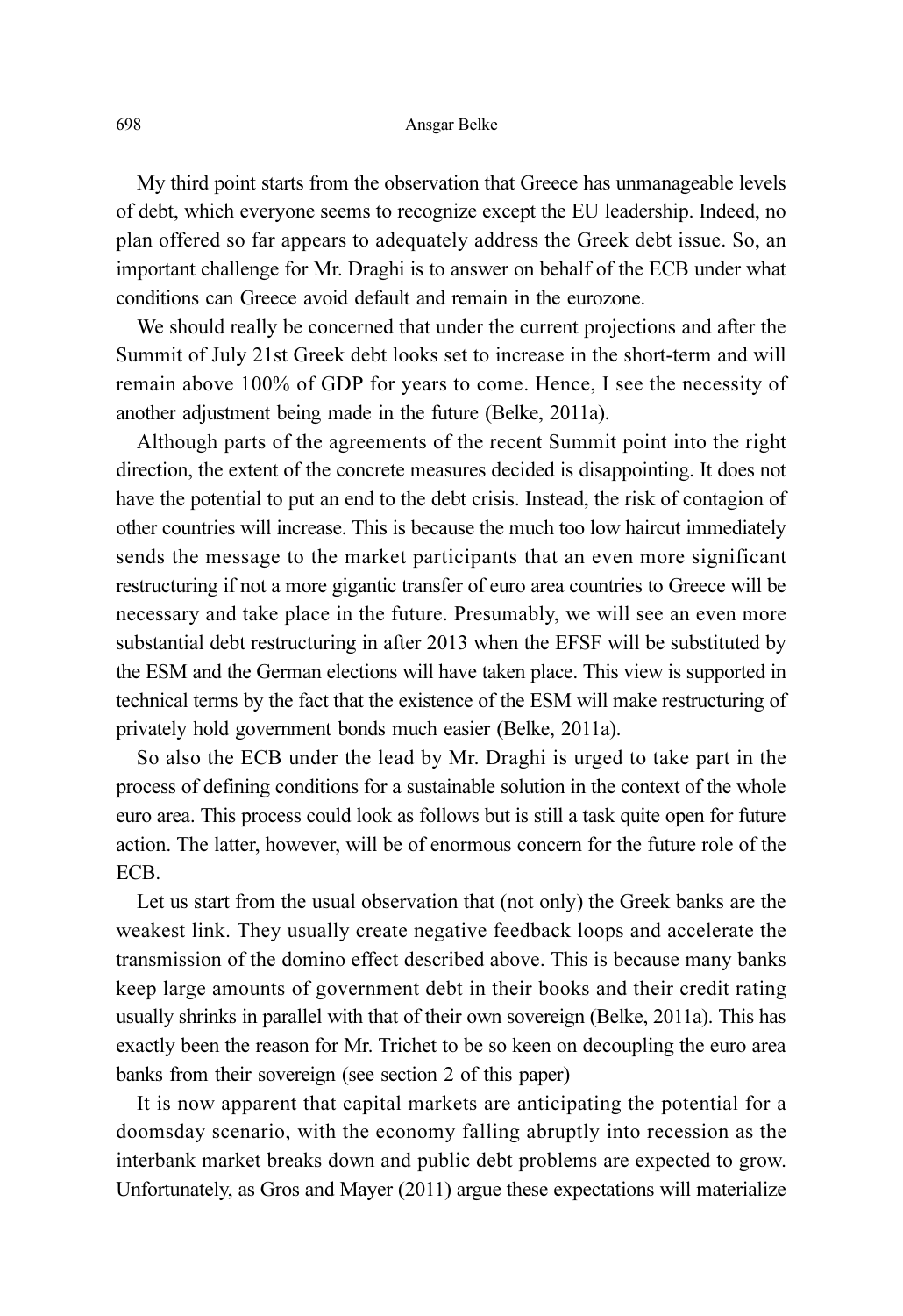My third point starts from the observation that Greece has unmanageable levels of debt, which everyone seems to recognize except the EU leadership. Indeed, no plan offered so far appears to adequately address the Greek debt issue. So, an important challenge for Mr. Draghi is to answer on behalf of the ECB under what conditions can Greece avoid default and remain in the eurozone.

We should really be concerned that under the current projections and after the Summit of July 21st Greek debt looks set to increase in the short-term and will remain above 100% of GDP for years to come. Hence, I see the necessity of another adjustment being made in the future (Belke, 2011a).

Although parts of the agreements of the recent Summit point into the right direction, the extent of the concrete measures decided is disappointing. It does not have the potential to put an end to the debt crisis. Instead, the risk of contagion of other countries will increase. This is because the much too low haircut immediately sends the message to the market participants that an even more significant restructuring if not a more gigantic transfer of euro area countries to Greece will be necessary and take place in the future. Presumably, we will see an even more substantial debt restructuring in after 2013 when the EFSF will be substituted by the ESM and the German elections will have taken place. This view is supported in technical terms by the fact that the existence of the ESM will make restructuring of privately hold government bonds much easier (Belke, 2011a).

So also the ECB under the lead by Mr. Draghi is urged to take part in the process of defining conditions for a sustainable solution in the context of the whole euro area. This process could look as follows but is still a task quite open for future action. The latter, however, will be of enormous concern for the future role of the ECB.

Let us start from the usual observation that (not only) the Greek banks are the weakest link. They usually create negative feedback loops and accelerate the transmission of the domino effect described above. This is because many banks keep large amounts of government debt in their books and their credit rating usually shrinks in parallel with that of their own sovereign (Belke, 2011a). This has exactly been the reason for Mr. Trichet to be so keen on decoupling the euro area banks from their sovereign (see section 2 of this paper)

It is now apparent that capital markets are anticipating the potential for a doomsday scenario, with the economy falling abruptly into recession as the interbank market breaks down and public debt problems are expected to grow. Unfortunately, as Gros and Mayer (2011) argue these expectations will materialize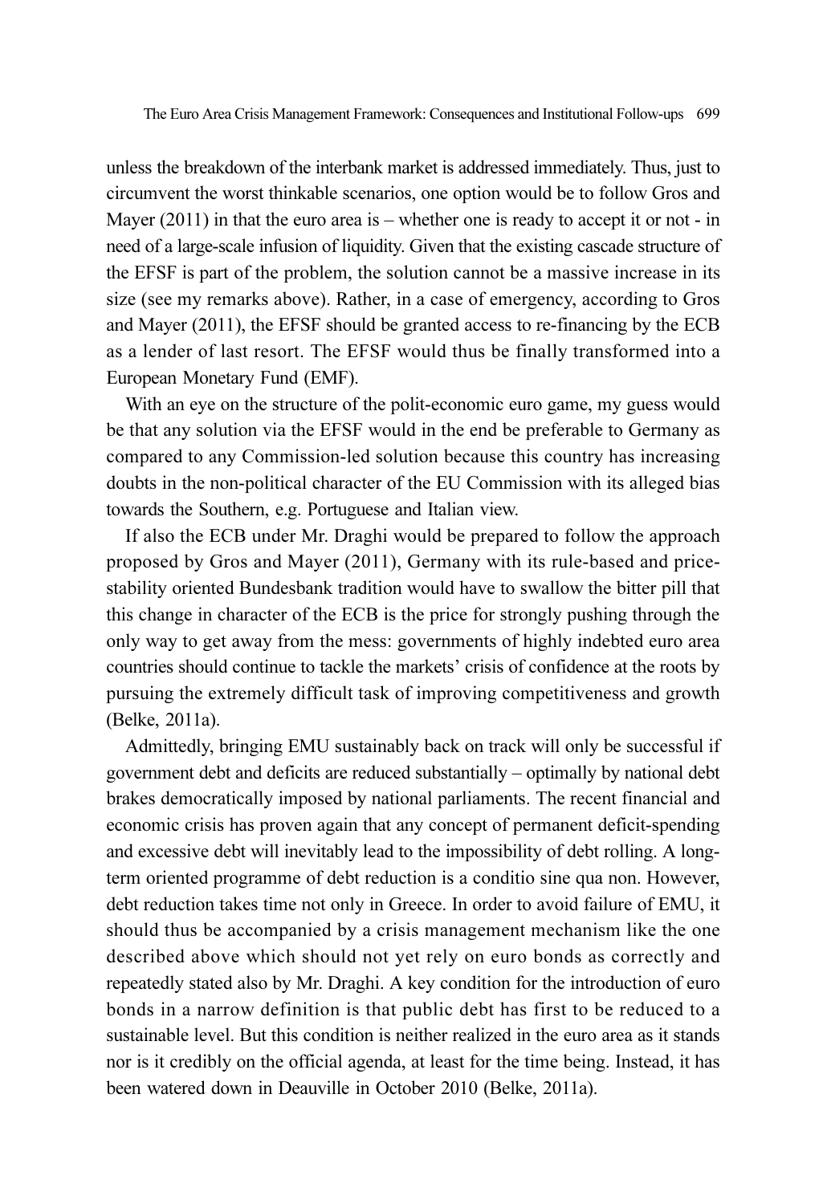unless the breakdown of the interbank market is addressed immediately. Thus, just to circumvent the worst thinkable scenarios, one option would be to follow Gros and Mayer (2011) in that the euro area is – whether one is ready to accept it or not - in need of a large-scale infusion of liquidity. Given that the existing cascade structure of the EFSF is part of the problem, the solution cannot be a massive increase in its size (see my remarks above). Rather, in a case of emergency, according to Gros and Mayer (2011), the EFSF should be granted access to re-financing by the ECB as a lender of last resort. The EFSF would thus be finally transformed into a European Monetary Fund (EMF).

With an eye on the structure of the polit-economic euro game, my guess would be that any solution via the EFSF would in the end be preferable to Germany as compared to any Commission-led solution because this country has increasing doubts in the non-political character of the EU Commission with its alleged bias towards the Southern, e.g. Portuguese and Italian view.

If also the ECB under Mr. Draghi would be prepared to follow the approach proposed by Gros and Mayer (2011), Germany with its rule-based and price-stability oriented Bundesbank tradition would have to swallow the bitter pill that this change in character of the ECB is the price for strongly pushing through the only way to get away from the mess: governments of highly indebted euro area countries should continue to tackle the markets' crisis of confidence at the roots by pursuing the extremely difficult task of improving competitiveness and growth (Belke, 2011a).

Admittedly, bringing EMU sustainably back on track will only be successful if government debt and deficits are reduced substantially – optimally by national debt brakes democratically imposed by national parliaments. The recent financial and economic crisis has proven again that any concept of permanent deficit-spending and excessive debt will inevitably lead to the impossibility of debt rolling. A long-term oriented programme of debt reduction is a conditio sine qua non. However, debt reduction takes time not only in Greece. In order to avoid failure of EMU, it should thus be accompanied by a crisis management mechanism like the one described above which should not yet rely on euro bonds as correctly and repeatedly stated also by Mr. Draghi. A key condition for the introduction of euro bonds in a narrow definition is that public debt has first to be reduced to a sustainable level. But this condition is neither realized in the euro area as it stands nor is it credibly on the official agenda, at least for the time being. Instead, it has been watered down in Deauville in October 2010 (Belke, 2011a).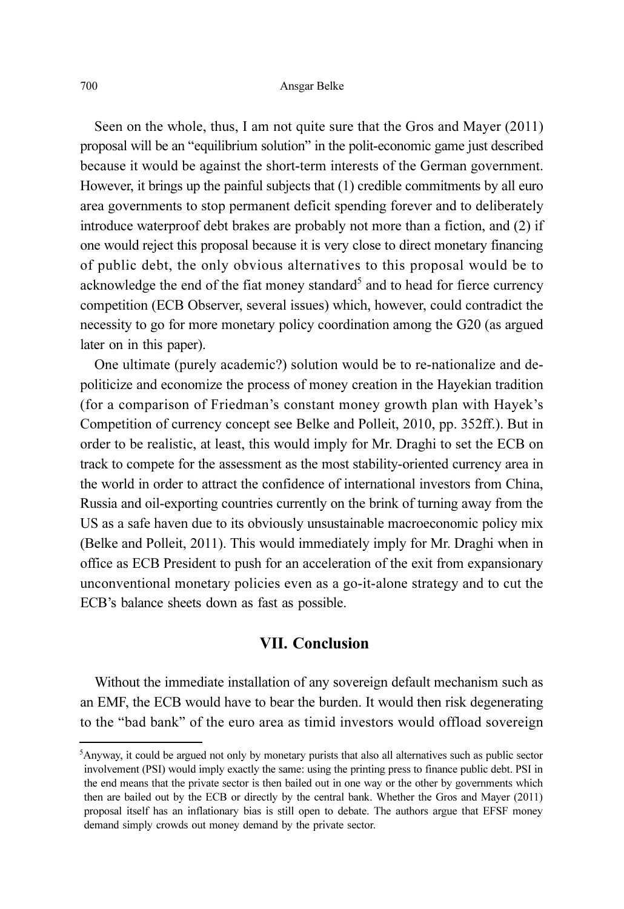Seen on the whole, thus, I am not quite sure that the Gros and Mayer (2011) proposal will be an "equilibrium solution" in the polit-economic game just described because it would be against the short-term interests of the German government. However, it brings up the painful subjects that (1) credible commitments by all euro area governments to stop permanent deficit spending forever and to deliberately introduce waterproof debt brakes are probably not more than a fiction, and (2) if one would reject this proposal because it is very close to direct monetary financing of public debt, the only obvious alternatives to this proposal would be to acknowledge the end of the fiat money standard[5] and to head for fierce currency competition (ECB Observer, several issues) which, however, could contradict the necessity to go for more monetary policy coordination among the G20 (as argued later on in this paper).

One ultimate (purely academic?) solution would be to re-nationalize and de-politicize and economize the process of money creation in the Hayekian tradition (for a comparison of Friedman's constant money growth plan with Hayek's Competition of currency concept see Belke and Polleit, 2010, pp. 352ff.). But in order to be realistic, at least, this would imply for Mr. Draghi to set the ECB on track to compete for the assessment as the most stability-oriented currency area in the world in order to attract the confidence of international investors from China, Russia and oil-exporting countries currently on the brink of turning away from the US as a safe haven due to its obviously unsustainable macroeconomic policy mix (Belke and Polleit, 2011). This would immediately imply for Mr. Draghi when in office as ECB President to push for an acceleration of the exit from expansionary unconventional monetary policies even as a go-it-alone strategy and to cut the ECB's balance sheets down as fast as possible.

## VII. Conclusion

Without the immediate installation of any sovereign default mechanism such as an EMF, the ECB would have to bear the burden. It would then risk degenerating to the "bad bank" of the euro area as timid investors would offload sovereign

[5] Anyway, it could be argued not only by monetary purists that also all alternatives such as public sector involvement (PSI) would imply exactly the same: using the printing press to finance public debt. PSI in the end means that the private sector is then bailed out in one way or the other by governments which then are bailed out by the ECB or directly by the central bank. Whether the Gros and Mayer (2011) proposal itself has an inflationary bias is still open to debate. The authors argue that EFSF money demand simply crowds out money demand by the private sector.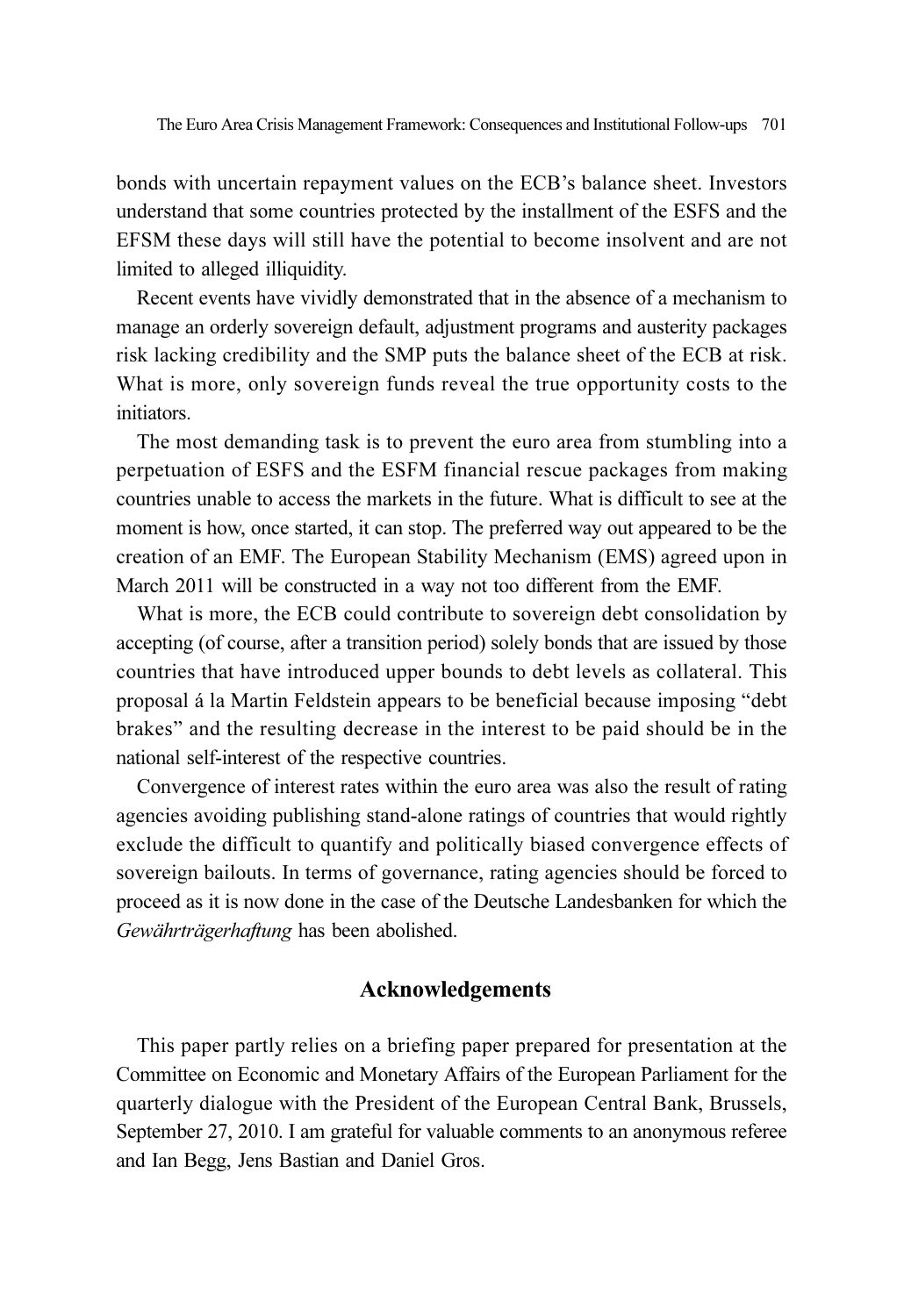bonds with uncertain repayment values on the ECB's balance sheet. Investors understand that some countries protected by the installment of the ESFS and the EFSM these days will still have the potential to become insolvent and are not limited to alleged illiquidity.

Recent events have vividly demonstrated that in the absence of a mechanism to manage an orderly sovereign default, adjustment programs and austerity packages risk lacking credibility and the SMP puts the balance sheet of the ECB at risk. What is more, only sovereign funds reveal the true opportunity costs to the initiators.

The most demanding task is to prevent the euro area from stumbling into a perpetuation of ESFS and the ESFM financial rescue packages from making countries unable to access the markets in the future. What is difficult to see at the moment is how, once started, it can stop. The preferred way out appeared to be the creation of an EMF. The European Stability Mechanism (EMS) agreed upon in March 2011 will be constructed in a way not too different from the EMF.

What is more, the ECB could contribute to sovereign debt consolidation by accepting (of course, after a transition period) solely bonds that are issued by those countries that have introduced upper bounds to debt levels as collateral. This proposal á la Martin Feldstein appears to be beneficial because imposing "debt brakes" and the resulting decrease in the interest to be paid should be in the national self-interest of the respective countries.

Convergence of interest rates within the euro area was also the result of rating agencies avoiding publishing stand-alone ratings of countries that would rightly exclude the difficult to quantify and politically biased convergence effects of sovereign bailouts. In terms of governance, rating agencies should be forced to proceed as it is now done in the case of the Deutsche Landesbanken for which the *Gewährträgerhaftung* has been abolished.

## Acknowledgements

This paper partly relies on a briefing paper prepared for presentation at the Committee on Economic and Monetary Affairs of the European Parliament for the quarterly dialogue with the President of the European Central Bank, Brussels, September 27, 2010. I am grateful for valuable comments to an anonymous referee and Ian Begg, Jens Bastian and Daniel Gros.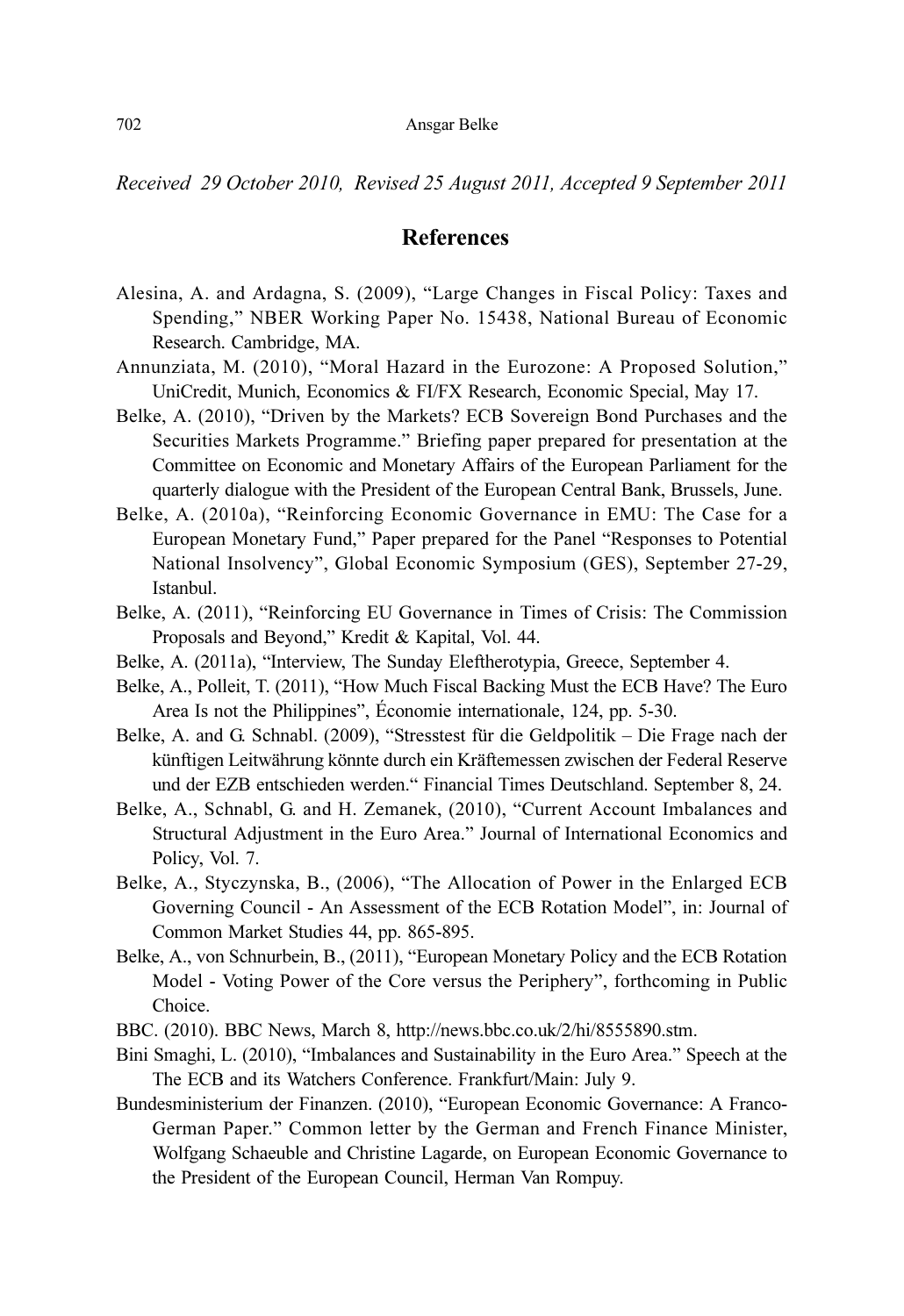*Received 29 October 2010, Revised 25 August 2011, Accepted 9 September 2011*

## References

Alesina, A. and Ardagna, S. (2009), "Large Changes in Fiscal Policy: Taxes and Spending," NBER Working Paper No. 15438, National Bureau of Economic Research. Cambridge, MA.

Annunziata, M. (2010), "Moral Hazard in the Eurozone: A Proposed Solution," UniCredit, Munich, Economics & FI/FX Research, Economic Special, May 17.

Belke, A. (2010), "Driven by the Markets? ECB Sovereign Bond Purchases and the Securities Markets Programme." Briefing paper prepared for presentation at the Committee on Economic and Monetary Affairs of the European Parliament for the quarterly dialogue with the President of the European Central Bank, Brussels, June.

Belke, A. (2010a), "Reinforcing Economic Governance in EMU: The Case for a European Monetary Fund," Paper prepared for the Panel "Responses to Potential National Insolvency", Global Economic Symposium (GES), September 27-29, Istanbul.

Belke, A. (2011), "Reinforcing EU Governance in Times of Crisis: The Commission Proposals and Beyond," Kredit & Kapital, Vol. 44.

Belke, A. (2011a), "Interview, The Sunday Eleftherotypia, Greece, September 4.

Belke, A., Polleit, T. (2011), "How Much Fiscal Backing Must the ECB Have? The Euro Area Is not the Philippines", Économie internationale, 124, pp. 5-30.

Belke, A. and G. Schnabl. (2009), "Stresstest für die Geldpolitik – Die Frage nach der künftigen Leitwährung könnte durch ein Kräftemessen zwischen der Federal Reserve und der EZB entschieden werden." Financial Times Deutschland. September 8, 24.

Belke, A., Schnabl, G. and H. Zemanek, (2010), "Current Account Imbalances and Structural Adjustment in the Euro Area." Journal of International Economics and Policy, Vol. 7.

Belke, A., Styczynska, B., (2006), "The Allocation of Power in the Enlarged ECB Governing Council - An Assessment of the ECB Rotation Model", in: Journal of Common Market Studies 44, pp. 865-895.

Belke, A., von Schnurbein, B., (2011), "European Monetary Policy and the ECB Rotation Model - Voting Power of the Core versus the Periphery", forthcoming in Public Choice.

BBC. (2010). BBC News, March 8, http://news.bbc.co.uk/2/hi/8555890.stm.

Bini Smaghi, L. (2010), "Imbalances and Sustainability in the Euro Area." Speech at the The ECB and its Watchers Conference. Frankfurt/Main: July 9.

Bundesministerium der Finanzen. (2010), "European Economic Governance: A Franco-German Paper." Common letter by the German and French Finance Minister, Wolfgang Schaeuble and Christine Lagarde, on European Economic Governance to the President of the European Council, Herman Van Rompuy.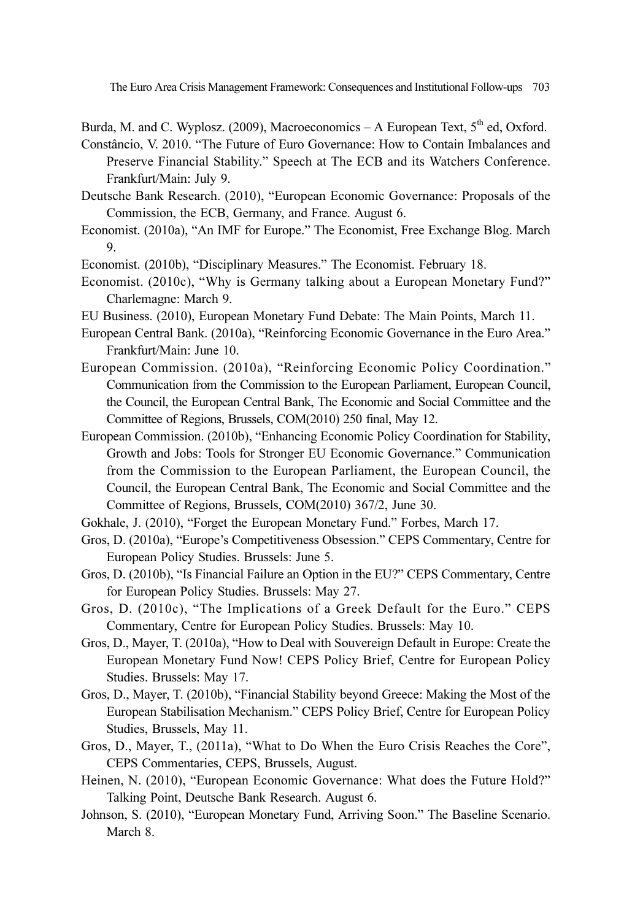Burda, M. and C. Wyplosz. (2009), Macroeconomics – A European Text, 5th ed, Oxford.

Constâncio, V. 2010. "The Future of Euro Governance: How to Contain Imbalances and Preserve Financial Stability." Speech at The ECB and its Watchers Conference. Frankfurt/Main: July 9.

Deutsche Bank Research. (2010), "European Economic Governance: Proposals of the Commission, the ECB, Germany, and France. August 6.

Economist. (2010a), "An IMF for Europe." The Economist, Free Exchange Blog. March 9.

Economist. (2010b), "Disciplinary Measures." The Economist. February 18.

Economist. (2010c), "Why is Germany talking about a European Monetary Fund?" Charlemagne: March 9.

EU Business. (2010), European Monetary Fund Debate: The Main Points, March 11.

European Central Bank. (2010a), "Reinforcing Economic Governance in the Euro Area." Frankfurt/Main: June 10.

European Commission. (2010a), "Reinforcing Economic Policy Coordination." Communication from the Commission to the European Parliament, European Council, the Council, the European Central Bank, The Economic and Social Committee and the Committee of Regions, Brussels, COM(2010) 250 final, May 12.

European Commission. (2010b), "Enhancing Economic Policy Coordination for Stability, Growth and Jobs: Tools for Stronger EU Economic Governance." Communication from the Commission to the European Parliament, the European Council, the Council, the European Central Bank, The Economic and Social Committee and the Committee of Regions, Brussels, COM(2010) 367/2, June 30.

Gokhale, J. (2010), "Forget the European Monetary Fund." Forbes, March 17.

Gros, D. (2010a), "Europe's Competitiveness Obsession." CEPS Commentary, Centre for European Policy Studies. Brussels: June 5.

Gros, D. (2010b), "Is Financial Failure an Option in the EU?" CEPS Commentary, Centre for European Policy Studies. Brussels: May 27.

Gros, D. (2010c), "The Implications of a Greek Default for the Euro." CEPS Commentary, Centre for European Policy Studies. Brussels: May 10.

Gros, D., Mayer, T. (2010a), "How to Deal with Souvereign Default in Europe: Create the European Monetary Fund Now! CEPS Policy Brief, Centre for European Policy Studies. Brussels: May 17.

Gros, D., Mayer, T. (2010b), "Financial Stability beyond Greece: Making the Most of the European Stabilisation Mechanism." CEPS Policy Brief, Centre for European Policy Studies, Brussels, May 11.

Gros, D., Mayer, T., (2011a), "What to Do When the Euro Crisis Reaches the Core", CEPS Commentaries, CEPS, Brussels, August.

Heinen, N. (2010), "European Economic Governance: What does the Future Hold?" Talking Point, Deutsche Bank Research. August 6.

Johnson, S. (2010), "European Monetary Fund, Arriving Soon." The Baseline Scenario. March 8.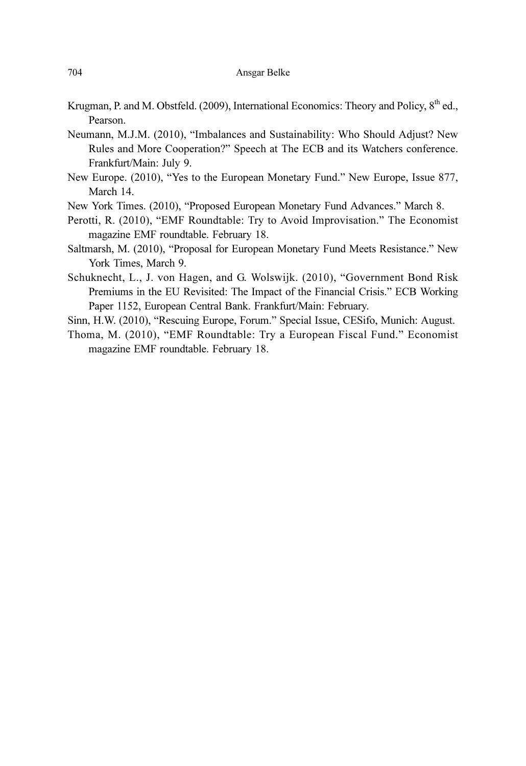Krugman, P. and M. Obstfeld. (2009), International Economics: Theory and Policy, 8th ed., Pearson.

Neumann, M.J.M. (2010), "Imbalances and Sustainability: Who Should Adjust? New Rules and More Cooperation?" Speech at The ECB and its Watchers conference. Frankfurt/Main: July 9.

New Europe. (2010), "Yes to the European Monetary Fund." New Europe, Issue 877, March 14.

New York Times. (2010), "Proposed European Monetary Fund Advances." March 8.

Perotti, R. (2010), "EMF Roundtable: Try to Avoid Improvisation." The Economist magazine EMF roundtable. February 18.

Saltmarsh, M. (2010), "Proposal for European Monetary Fund Meets Resistance." New York Times, March 9.

Schuknecht, L., J. von Hagen, and G. Wolswijk. (2010), "Government Bond Risk Premiums in the EU Revisited: The Impact of the Financial Crisis." ECB Working Paper 1152, European Central Bank. Frankfurt/Main: February.

Sinn, H.W. (2010), "Rescuing Europe, Forum." Special Issue, CESifo, Munich: August.

Thoma, M. (2010), "EMF Roundtable: Try a European Fiscal Fund." Economist magazine EMF roundtable. February 18.